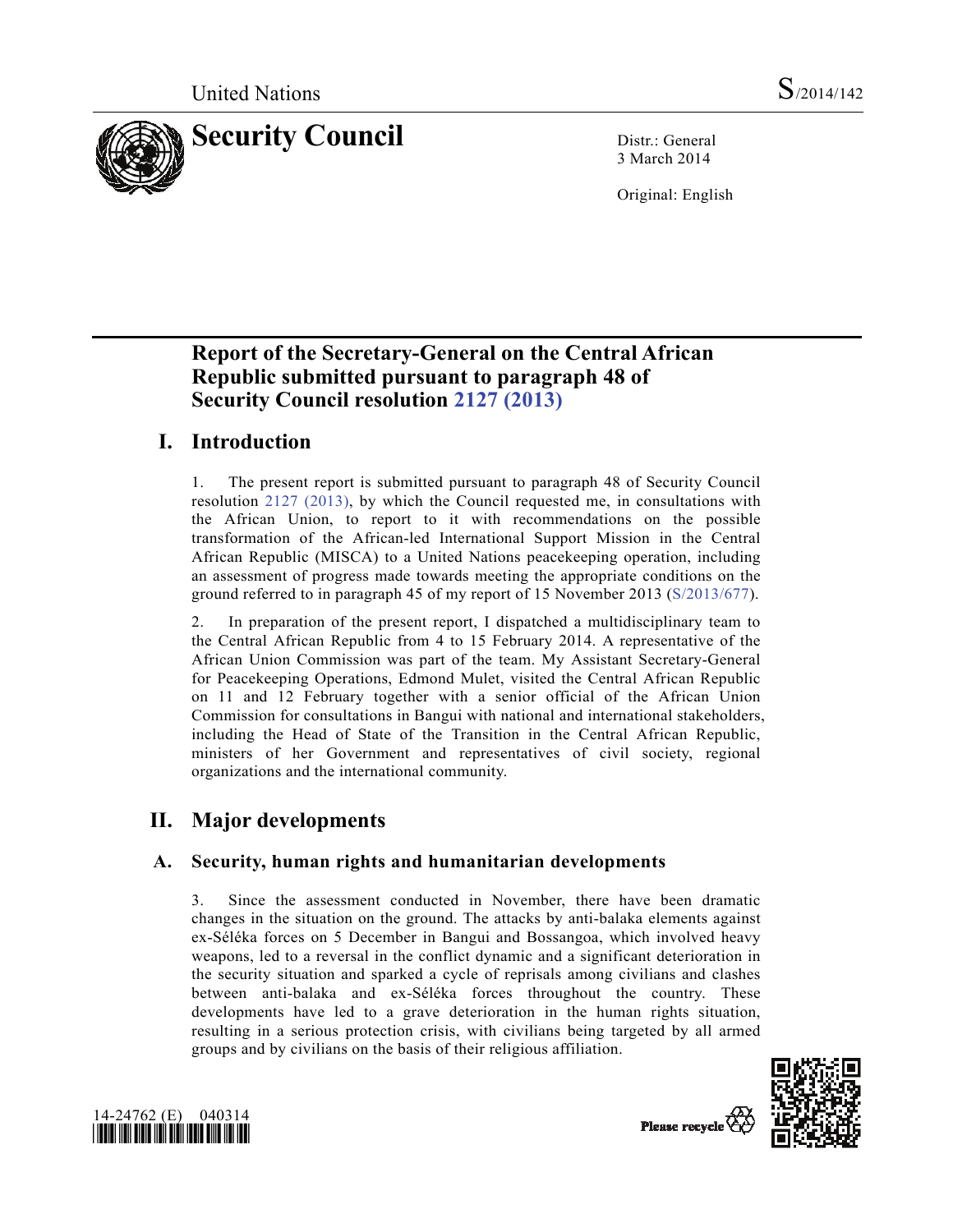United Nations S/2014/142

# Security Council

Distr.: General
3 March 2014

Original: English

## Report of the Secretary-General on the Central African Republic submitted pursuant to paragraph 48 of Security Council resolution 2127 (2013)

## I. Introduction

1. The present report is submitted pursuant to paragraph 48 of Security Council resolution 2127 (2013), by which the Council requested me, in consultations with the African Union, to report to it with recommendations on the possible transformation of the African-led International Support Mission in the Central African Republic (MISCA) to a United Nations peacekeeping operation, including an assessment of progress made towards meeting the appropriate conditions on the ground referred to in paragraph 45 of my report of 15 November 2013 (S/2013/677).

2. In preparation of the present report, I dispatched a multidisciplinary team to the Central African Republic from 4 to 15 February 2014. A representative of the African Union Commission was part of the team. My Assistant Secretary-General for Peacekeeping Operations, Edmond Mulet, visited the Central African Republic on 11 and 12 February together with a senior official of the African Union Commission for consultations in Bangui with national and international stakeholders, including the Head of State of the Transition in the Central African Republic, ministers of her Government and representatives of civil society, regional organizations and the international community.

## II. Major developments

### A. Security, human rights and humanitarian developments

3. Since the assessment conducted in November, there have been dramatic changes in the situation on the ground. The attacks by anti-balaka elements against ex-Séléka forces on 5 December in Bangui and Bossangoa, which involved heavy weapons, led to a reversal in the conflict dynamic and a significant deterioration in the security situation and sparked a cycle of reprisals among civilians and clashes between anti-balaka and ex-Séléka forces throughout the country. These developments have led to a grave deterioration in the human rights situation, resulting in a serious protection crisis, with civilians being targeted by all armed groups and by civilians on the basis of their religious affiliation.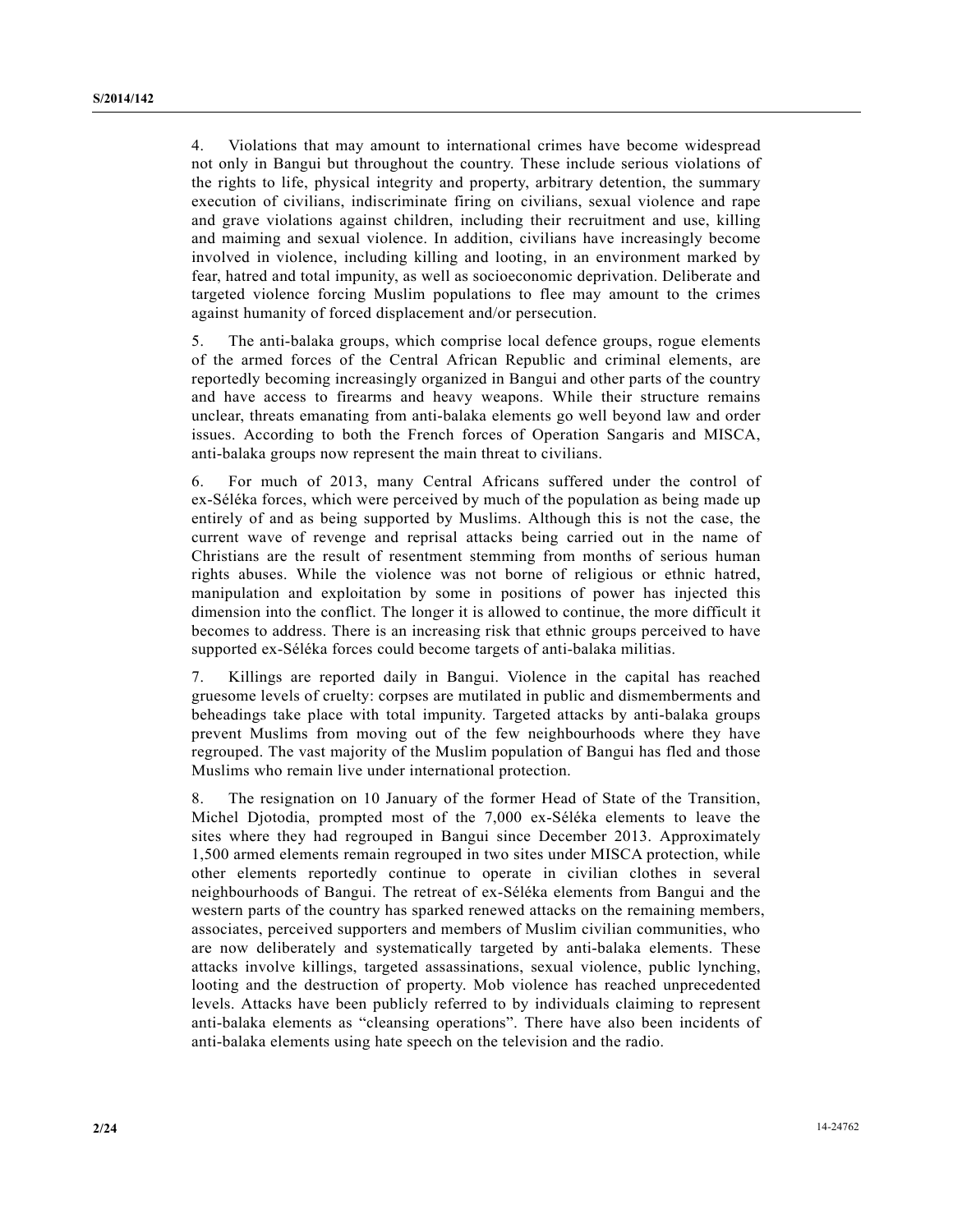4. Violations that may amount to international crimes have become widespread not only in Bangui but throughout the country. These include serious violations of the rights to life, physical integrity and property, arbitrary detention, the summary execution of civilians, indiscriminate firing on civilians, sexual violence and rape and grave violations against children, including their recruitment and use, killing and maiming and sexual violence. In addition, civilians have increasingly become involved in violence, including killing and looting, in an environment marked by fear, hatred and total impunity, as well as socioeconomic deprivation. Deliberate and targeted violence forcing Muslim populations to flee may amount to the crimes against humanity of forced displacement and/or persecution.

5. The anti-balaka groups, which comprise local defence groups, rogue elements of the armed forces of the Central African Republic and criminal elements, are reportedly becoming increasingly organized in Bangui and other parts of the country and have access to firearms and heavy weapons. While their structure remains unclear, threats emanating from anti-balaka elements go well beyond law and order issues. According to both the French forces of Operation Sangaris and MISCA, anti-balaka groups now represent the main threat to civilians.

6. For much of 2013, many Central Africans suffered under the control of ex-Séléka forces, which were perceived by much of the population as being made up entirely of and as being supported by Muslims. Although this is not the case, the current wave of revenge and reprisal attacks being carried out in the name of Christians are the result of resentment stemming from months of serious human rights abuses. While the violence was not borne of religious or ethnic hatred, manipulation and exploitation by some in positions of power has injected this dimension into the conflict. The longer it is allowed to continue, the more difficult it becomes to address. There is an increasing risk that ethnic groups perceived to have supported ex-Séléka forces could become targets of anti-balaka militias.

7. Killings are reported daily in Bangui. Violence in the capital has reached gruesome levels of cruelty: corpses are mutilated in public and dismemberments and beheadings take place with total impunity. Targeted attacks by anti-balaka groups prevent Muslims from moving out of the few neighbourhoods where they have regrouped. The vast majority of the Muslim population of Bangui has fled and those Muslims who remain live under international protection.

8. The resignation on 10 January of the former Head of State of the Transition, Michel Djotodia, prompted most of the 7,000 ex-Séléka elements to leave the sites where they had regrouped in Bangui since December 2013. Approximately 1,500 armed elements remain regrouped in two sites under MISCA protection, while other elements reportedly continue to operate in civilian clothes in several neighbourhoods of Bangui. The retreat of ex-Séléka elements from Bangui and the western parts of the country has sparked renewed attacks on the remaining members, associates, perceived supporters and members of Muslim civilian communities, who are now deliberately and systematically targeted by anti-balaka elements. These attacks involve killings, targeted assassinations, sexual violence, public lynching, looting and the destruction of property. Mob violence has reached unprecedented levels. Attacks have been publicly referred to by individuals claiming to represent anti-balaka elements as "cleansing operations". There have also been incidents of anti-balaka elements using hate speech on the television and the radio.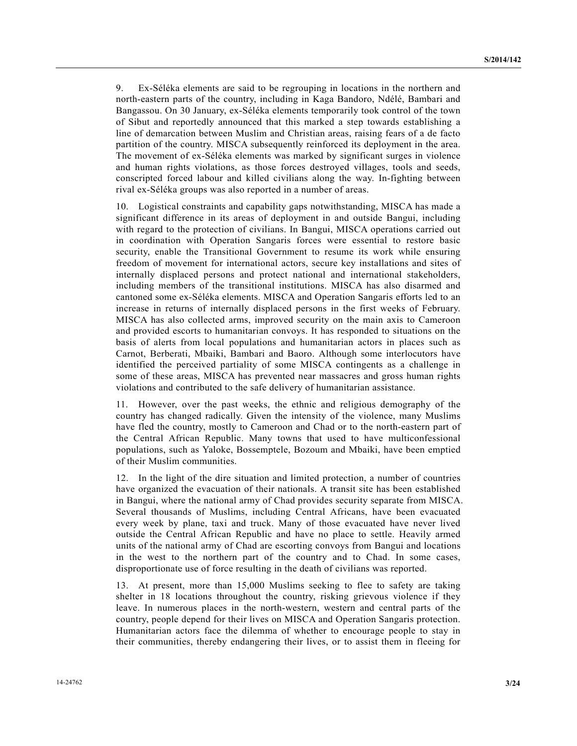9. Ex-Séléka elements are said to be regrouping in locations in the northern and north-eastern parts of the country, including in Kaga Bandoro, Ndélé, Bambari and Bangassou. On 30 January, ex-Séléka elements temporarily took control of the town of Sibut and reportedly announced that this marked a step towards establishing a line of demarcation between Muslim and Christian areas, raising fears of a de facto partition of the country. MISCA subsequently reinforced its deployment in the area. The movement of ex-Séléka elements was marked by significant surges in violence and human rights violations, as those forces destroyed villages, tools and seeds, conscripted forced labour and killed civilians along the way. In-fighting between rival ex-Séléka groups was also reported in a number of areas.

10. Logistical constraints and capability gaps notwithstanding, MISCA has made a significant difference in its areas of deployment in and outside Bangui, including with regard to the protection of civilians. In Bangui, MISCA operations carried out in coordination with Operation Sangaris forces were essential to restore basic security, enable the Transitional Government to resume its work while ensuring freedom of movement for international actors, secure key installations and sites of internally displaced persons and protect national and international stakeholders, including members of the transitional institutions. MISCA has also disarmed and cantoned some ex-Séléka elements. MISCA and Operation Sangaris efforts led to an increase in returns of internally displaced persons in the first weeks of February. MISCA has also collected arms, improved security on the main axis to Cameroon and provided escorts to humanitarian convoys. It has responded to situations on the basis of alerts from local populations and humanitarian actors in places such as Carnot, Berberati, Mbaiki, Bambari and Baoro. Although some interlocutors have identified the perceived partiality of some MISCA contingents as a challenge in some of these areas, MISCA has prevented near massacres and gross human rights violations and contributed to the safe delivery of humanitarian assistance.

11. However, over the past weeks, the ethnic and religious demography of the country has changed radically. Given the intensity of the violence, many Muslims have fled the country, mostly to Cameroon and Chad or to the north-eastern part of the Central African Republic. Many towns that used to have multiconfessional populations, such as Yaloke, Bossemptele, Bozoum and Mbaiki, have been emptied of their Muslim communities.

12. In the light of the dire situation and limited protection, a number of countries have organized the evacuation of their nationals. A transit site has been established in Bangui, where the national army of Chad provides security separate from MISCA. Several thousands of Muslims, including Central Africans, have been evacuated every week by plane, taxi and truck. Many of those evacuated have never lived outside the Central African Republic and have no place to settle. Heavily armed units of the national army of Chad are escorting convoys from Bangui and locations in the west to the northern part of the country and to Chad. In some cases, disproportionate use of force resulting in the death of civilians was reported.

13. At present, more than 15,000 Muslims seeking to flee to safety are taking shelter in 18 locations throughout the country, risking grievous violence if they leave. In numerous places in the north-western, western and central parts of the country, people depend for their lives on MISCA and Operation Sangaris protection. Humanitarian actors face the dilemma of whether to encourage people to stay in their communities, thereby endangering their lives, or to assist them in fleeing for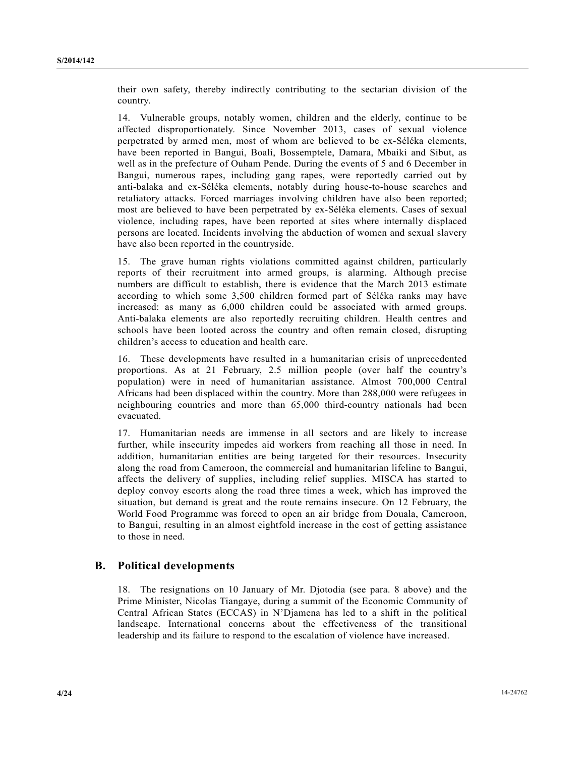their own safety, thereby indirectly contributing to the sectarian division of the country.

14. Vulnerable groups, notably women, children and the elderly, continue to be affected disproportionately. Since November 2013, cases of sexual violence perpetrated by armed men, most of whom are believed to be ex-Séléka elements, have been reported in Bangui, Boali, Bossemptele, Damara, Mbaiki and Sibut, as well as in the prefecture of Ouham Pende. During the events of 5 and 6 December in Bangui, numerous rapes, including gang rapes, were reportedly carried out by anti-balaka and ex-Séléka elements, notably during house-to-house searches and retaliatory attacks. Forced marriages involving children have also been reported; most are believed to have been perpetrated by ex-Séléka elements. Cases of sexual violence, including rapes, have been reported at sites where internally displaced persons are located. Incidents involving the abduction of women and sexual slavery have also been reported in the countryside.

15. The grave human rights violations committed against children, particularly reports of their recruitment into armed groups, is alarming. Although precise numbers are difficult to establish, there is evidence that the March 2013 estimate according to which some 3,500 children formed part of Séléka ranks may have increased: as many as 6,000 children could be associated with armed groups. Anti-balaka elements are also reportedly recruiting children. Health centres and schools have been looted across the country and often remain closed, disrupting children's access to education and health care.

16. These developments have resulted in a humanitarian crisis of unprecedented proportions. As at 21 February, 2.5 million people (over half the country's population) were in need of humanitarian assistance. Almost 700,000 Central Africans had been displaced within the country. More than 288,000 were refugees in neighbouring countries and more than 65,000 third-country nationals had been evacuated.

17. Humanitarian needs are immense in all sectors and are likely to increase further, while insecurity impedes aid workers from reaching all those in need. In addition, humanitarian entities are being targeted for their resources. Insecurity along the road from Cameroon, the commercial and humanitarian lifeline to Bangui, affects the delivery of supplies, including relief supplies. MISCA has started to deploy convoy escorts along the road three times a week, which has improved the situation, but demand is great and the route remains insecure. On 12 February, the World Food Programme was forced to open an air bridge from Douala, Cameroon, to Bangui, resulting in an almost eightfold increase in the cost of getting assistance to those in need.

## B. Political developments

18. The resignations on 10 January of Mr. Djotodia (see para. 8 above) and the Prime Minister, Nicolas Tiangaye, during a summit of the Economic Community of Central African States (ECCAS) in N'Djamena has led to a shift in the political landscape. International concerns about the effectiveness of the transitional leadership and its failure to respond to the escalation of violence have increased.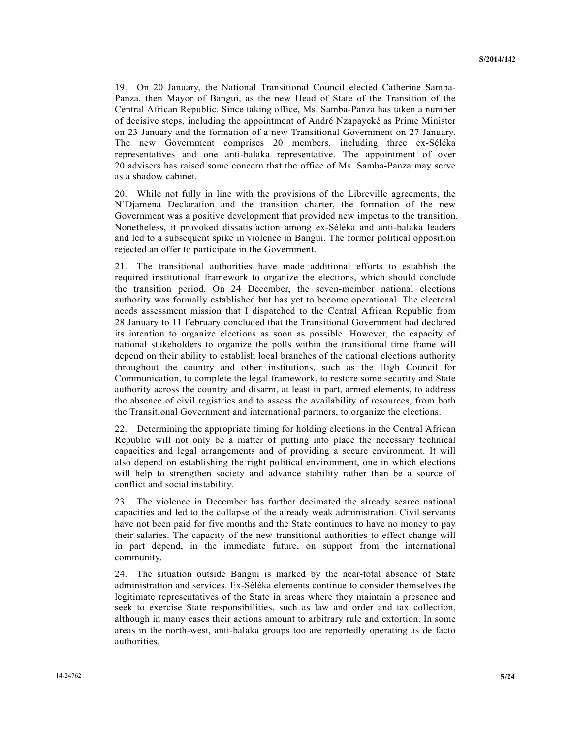19. On 20 January, the National Transitional Council elected Catherine Samba-Panza, then Mayor of Bangui, as the new Head of State of the Transition of the Central African Republic. Since taking office, Ms. Samba-Panza has taken a number of decisive steps, including the appointment of André Nzapayeké as Prime Minister on 23 January and the formation of a new Transitional Government on 27 January. The new Government comprises 20 members, including three ex-Séléka representatives and one anti-balaka representative. The appointment of over 20 advisers has raised some concern that the office of Ms. Samba-Panza may serve as a shadow cabinet.

20. While not fully in line with the provisions of the Libreville agreements, the N'Djamena Declaration and the transition charter, the formation of the new Government was a positive development that provided new impetus to the transition. Nonetheless, it provoked dissatisfaction among ex-Séléka and anti-balaka leaders and led to a subsequent spike in violence in Bangui. The former political opposition rejected an offer to participate in the Government.

21. The transitional authorities have made additional efforts to establish the required institutional framework to organize the elections, which should conclude the transition period. On 24 December, the seven-member national elections authority was formally established but has yet to become operational. The electoral needs assessment mission that I dispatched to the Central African Republic from 28 January to 11 February concluded that the Transitional Government had declared its intention to organize elections as soon as possible. However, the capacity of national stakeholders to organize the polls within the transitional time frame will depend on their ability to establish local branches of the national elections authority throughout the country and other institutions, such as the High Council for Communication, to complete the legal framework, to restore some security and State authority across the country and disarm, at least in part, armed elements, to address the absence of civil registries and to assess the availability of resources, from both the Transitional Government and international partners, to organize the elections.

22. Determining the appropriate timing for holding elections in the Central African Republic will not only be a matter of putting into place the necessary technical capacities and legal arrangements and of providing a secure environment. It will also depend on establishing the right political environment, one in which elections will help to strengthen society and advance stability rather than be a source of conflict and social instability.

23. The violence in December has further decimated the already scarce national capacities and led to the collapse of the already weak administration. Civil servants have not been paid for five months and the State continues to have no money to pay their salaries. The capacity of the new transitional authorities to effect change will in part depend, in the immediate future, on support from the international community.

24. The situation outside Bangui is marked by the near-total absence of State administration and services. Ex-Séléka elements continue to consider themselves the legitimate representatives of the State in areas where they maintain a presence and seek to exercise State responsibilities, such as law and order and tax collection, although in many cases their actions amount to arbitrary rule and extortion. In some areas in the north-west, anti-balaka groups too are reportedly operating as de facto authorities.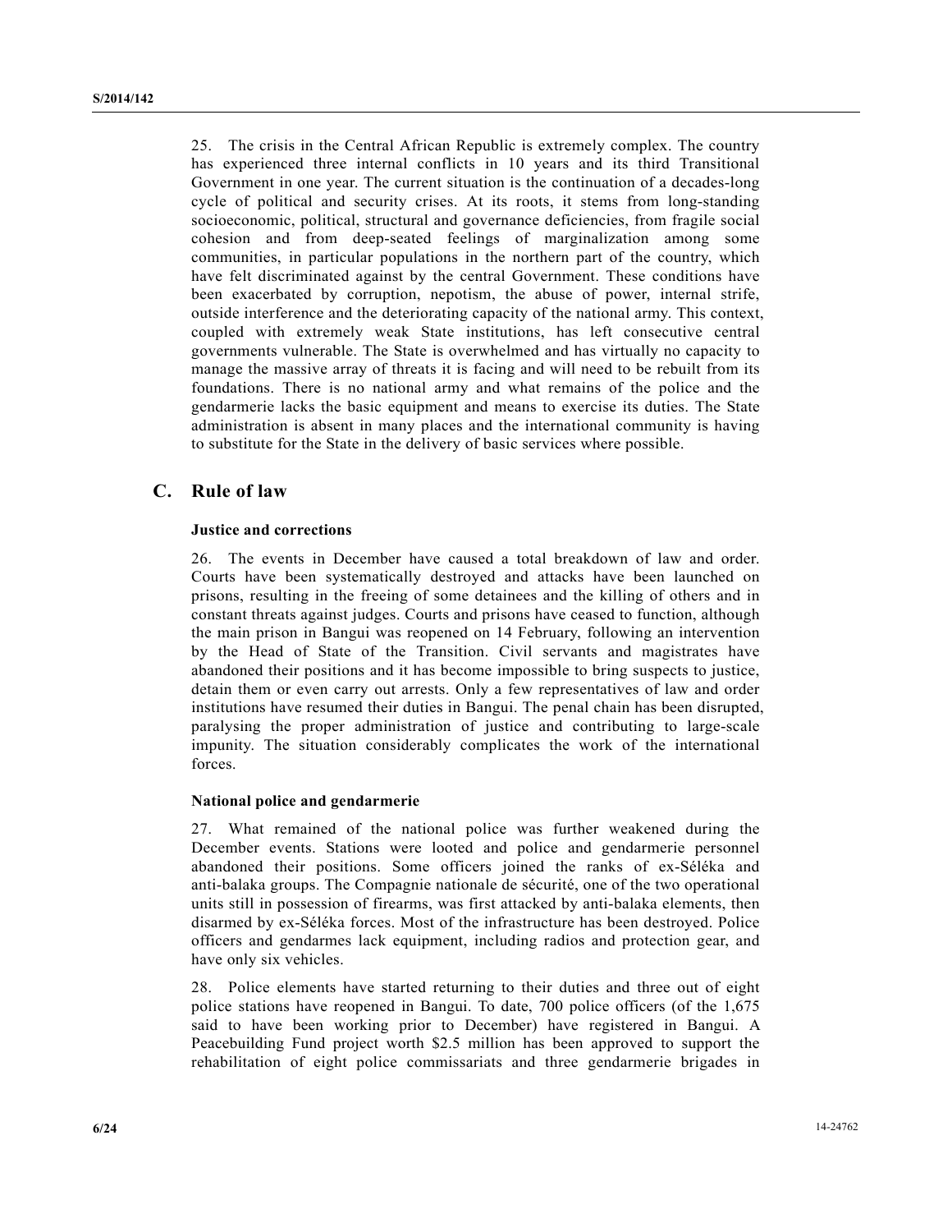25. The crisis in the Central African Republic is extremely complex. The country has experienced three internal conflicts in 10 years and its third Transitional Government in one year. The current situation is the continuation of a decades-long cycle of political and security crises. At its roots, it stems from long-standing socioeconomic, political, structural and governance deficiencies, from fragile social cohesion and from deep-seated feelings of marginalization among some communities, in particular populations in the northern part of the country, which have felt discriminated against by the central Government. These conditions have been exacerbated by corruption, nepotism, the abuse of power, internal strife, outside interference and the deteriorating capacity of the national army. This context, coupled with extremely weak State institutions, has left consecutive central governments vulnerable. The State is overwhelmed and has virtually no capacity to manage the massive array of threats it is facing and will need to be rebuilt from its foundations. There is no national army and what remains of the police and the gendarmerie lacks the basic equipment and means to exercise its duties. The State administration is absent in many places and the international community is having to substitute for the State in the delivery of basic services where possible.

## C. Rule of law

### Justice and corrections

26. The events in December have caused a total breakdown of law and order. Courts have been systematically destroyed and attacks have been launched on prisons, resulting in the freeing of some detainees and the killing of others and in constant threats against judges. Courts and prisons have ceased to function, although the main prison in Bangui was reopened on 14 February, following an intervention by the Head of State of the Transition. Civil servants and magistrates have abandoned their positions and it has become impossible to bring suspects to justice, detain them or even carry out arrests. Only a few representatives of law and order institutions have resumed their duties in Bangui. The penal chain has been disrupted, paralysing the proper administration of justice and contributing to large-scale impunity. The situation considerably complicates the work of the international forces.

### National police and gendarmerie

27. What remained of the national police was further weakened during the December events. Stations were looted and police and gendarmerie personnel abandoned their positions. Some officers joined the ranks of ex-Séléka and anti-balaka groups. The Compagnie nationale de sécurité, one of the two operational units still in possession of firearms, was first attacked by anti-balaka elements, then disarmed by ex-Séléka forces. Most of the infrastructure has been destroyed. Police officers and gendarmes lack equipment, including radios and protection gear, and have only six vehicles.

28. Police elements have started returning to their duties and three out of eight police stations have reopened in Bangui. To date, 700 police officers (of the 1,675 said to have been working prior to December) have registered in Bangui. A Peacebuilding Fund project worth $2.5 million has been approved to support the rehabilitation of eight police commissariats and three gendarmerie brigades in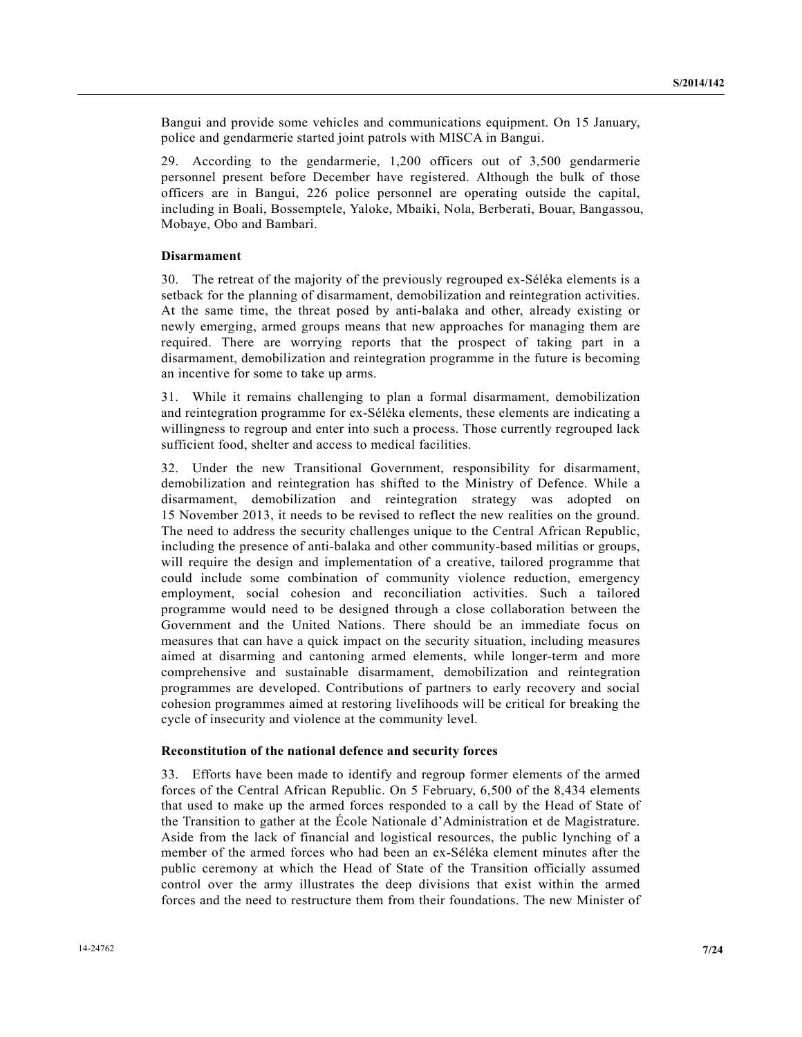Bangui and provide some vehicles and communications equipment. On 15 January, police and gendarmerie started joint patrols with MISCA in Bangui.

29. According to the gendarmerie, 1,200 officers out of 3,500 gendarmerie personnel present before December have registered. Although the bulk of those officers are in Bangui, 226 police personnel are operating outside the capital, including in Boali, Bossemptele, Yaloke, Mbaiki, Nola, Berberati, Bouar, Bangassou, Mobaye, Obo and Bambari.

**Disarmament**

30. The retreat of the majority of the previously regrouped ex-Séléka elements is a setback for the planning of disarmament, demobilization and reintegration activities. At the same time, the threat posed by anti-balaka and other, already existing or newly emerging, armed groups means that new approaches for managing them are required. There are worrying reports that the prospect of taking part in a disarmament, demobilization and reintegration programme in the future is becoming an incentive for some to take up arms.

31. While it remains challenging to plan a formal disarmament, demobilization and reintegration programme for ex-Séléka elements, these elements are indicating a willingness to regroup and enter into such a process. Those currently regrouped lack sufficient food, shelter and access to medical facilities.

32. Under the new Transitional Government, responsibility for disarmament, demobilization and reintegration has shifted to the Ministry of Defence. While a disarmament, demobilization and reintegration strategy was adopted on 15 November 2013, it needs to be revised to reflect the new realities on the ground. The need to address the security challenges unique to the Central African Republic, including the presence of anti-balaka and other community-based militias or groups, will require the design and implementation of a creative, tailored programme that could include some combination of community violence reduction, emergency employment, social cohesion and reconciliation activities. Such a tailored programme would need to be designed through a close collaboration between the Government and the United Nations. There should be an immediate focus on measures that can have a quick impact on the security situation, including measures aimed at disarming and cantoning armed elements, while longer-term and more comprehensive and sustainable disarmament, demobilization and reintegration programmes are developed. Contributions of partners to early recovery and social cohesion programmes aimed at restoring livelihoods will be critical for breaking the cycle of insecurity and violence at the community level.

**Reconstitution of the national defence and security forces**

33. Efforts have been made to identify and regroup former elements of the armed forces of the Central African Republic. On 5 February, 6,500 of the 8,434 elements that used to make up the armed forces responded to a call by the Head of State of the Transition to gather at the École Nationale d'Administration et de Magistrature. Aside from the lack of financial and logistical resources, the public lynching of a member of the armed forces who had been an ex-Séléka element minutes after the public ceremony at which the Head of State of the Transition officially assumed control over the army illustrates the deep divisions that exist within the armed forces and the need to restructure them from their foundations. The new Minister of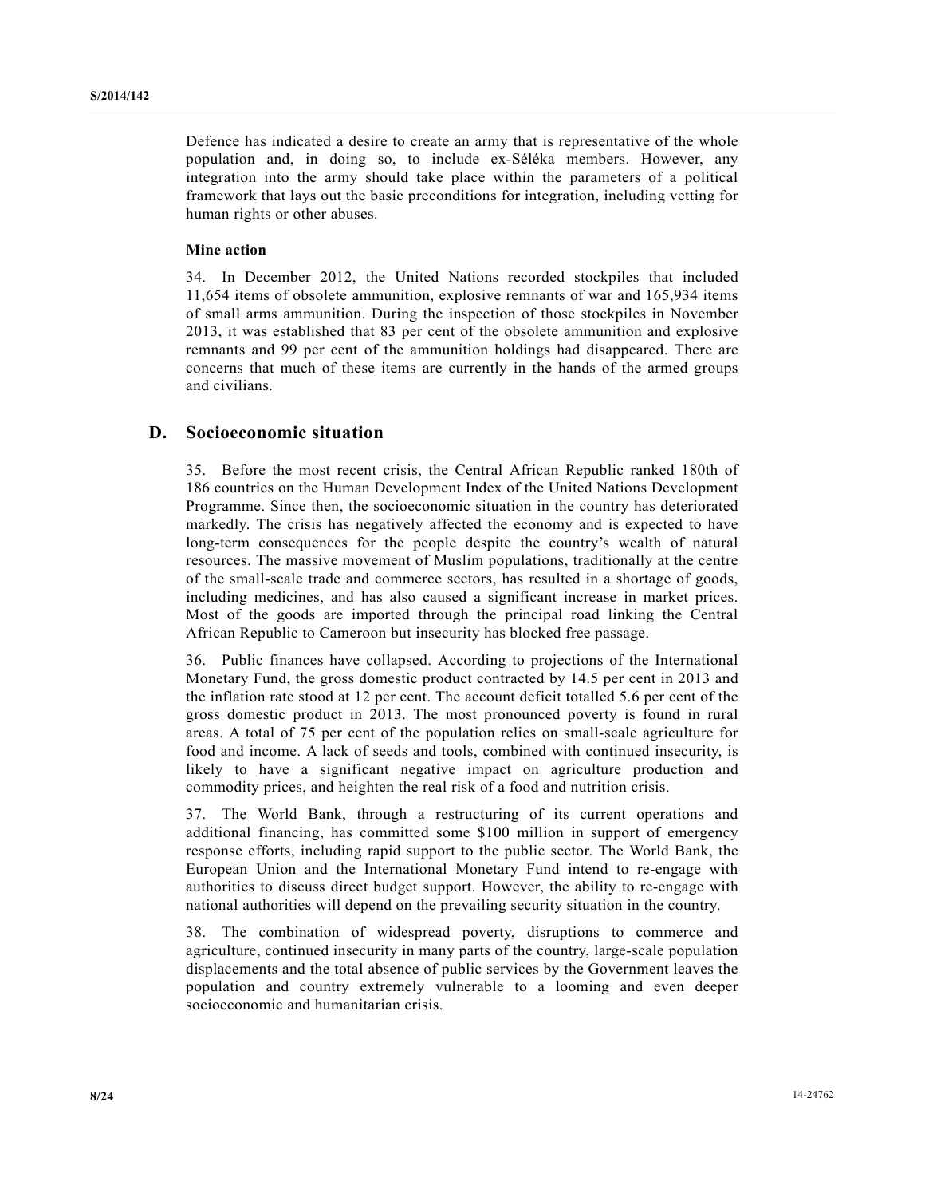Defence has indicated a desire to create an army that is representative of the whole population and, in doing so, to include ex-Séléka members. However, any integration into the army should take place within the parameters of a political framework that lays out the basic preconditions for integration, including vetting for human rights or other abuses.

**Mine action**

34. In December 2012, the United Nations recorded stockpiles that included 11,654 items of obsolete ammunition, explosive remnants of war and 165,934 items of small arms ammunition. During the inspection of those stockpiles in November 2013, it was established that 83 per cent of the obsolete ammunition and explosive remnants and 99 per cent of the ammunition holdings had disappeared. There are concerns that much of these items are currently in the hands of the armed groups and civilians.

## D. Socioeconomic situation

35. Before the most recent crisis, the Central African Republic ranked 180th of 186 countries on the Human Development Index of the United Nations Development Programme. Since then, the socioeconomic situation in the country has deteriorated markedly. The crisis has negatively affected the economy and is expected to have long-term consequences for the people despite the country's wealth of natural resources. The massive movement of Muslim populations, traditionally at the centre of the small-scale trade and commerce sectors, has resulted in a shortage of goods, including medicines, and has also caused a significant increase in market prices. Most of the goods are imported through the principal road linking the Central African Republic to Cameroon but insecurity has blocked free passage.

36. Public finances have collapsed. According to projections of the International Monetary Fund, the gross domestic product contracted by 14.5 per cent in 2013 and the inflation rate stood at 12 per cent. The account deficit totalled 5.6 per cent of the gross domestic product in 2013. The most pronounced poverty is found in rural areas. A total of 75 per cent of the population relies on small-scale agriculture for food and income. A lack of seeds and tools, combined with continued insecurity, is likely to have a significant negative impact on agriculture production and commodity prices, and heighten the real risk of a food and nutrition crisis.

37. The World Bank, through a restructuring of its current operations and additional financing, has committed some $100 million in support of emergency response efforts, including rapid support to the public sector. The World Bank, the European Union and the International Monetary Fund intend to re-engage with authorities to discuss direct budget support. However, the ability to re-engage with national authorities will depend on the prevailing security situation in the country.

38. The combination of widespread poverty, disruptions to commerce and agriculture, continued insecurity in many parts of the country, large-scale population displacements and the total absence of public services by the Government leaves the population and country extremely vulnerable to a looming and even deeper socioeconomic and humanitarian crisis.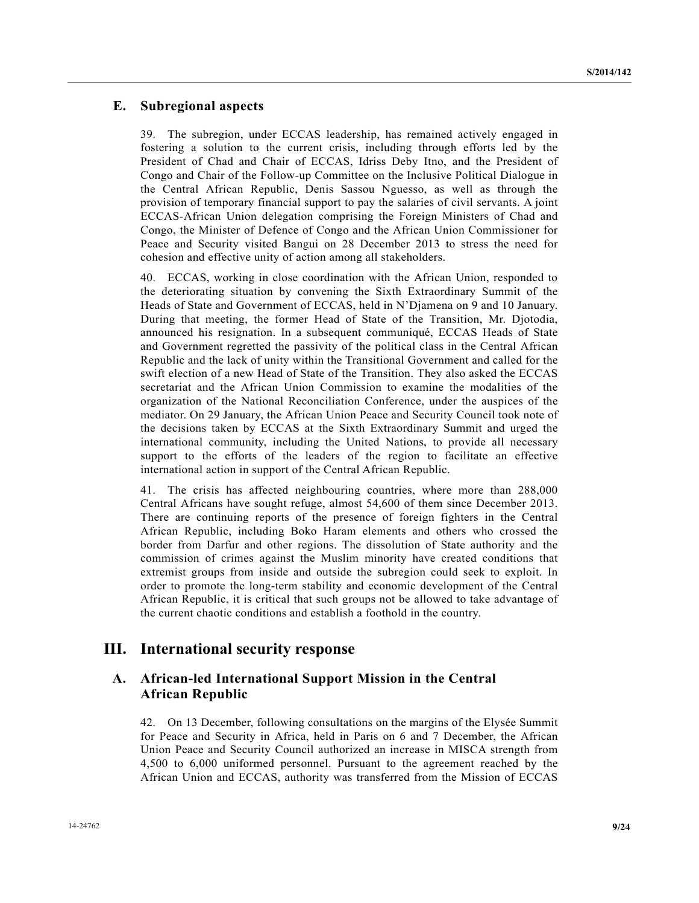## E. Subregional aspects

39. The subregion, under ECCAS leadership, has remained actively engaged in fostering a solution to the current crisis, including through efforts led by the President of Chad and Chair of ECCAS, Idriss Deby Itno, and the President of Congo and Chair of the Follow-up Committee on the Inclusive Political Dialogue in the Central African Republic, Denis Sassou Nguesso, as well as through the provision of temporary financial support to pay the salaries of civil servants. A joint ECCAS-African Union delegation comprising the Foreign Ministers of Chad and Congo, the Minister of Defence of Congo and the African Union Commissioner for Peace and Security visited Bangui on 28 December 2013 to stress the need for cohesion and effective unity of action among all stakeholders.

40. ECCAS, working in close coordination with the African Union, responded to the deteriorating situation by convening the Sixth Extraordinary Summit of the Heads of State and Government of ECCAS, held in N'Djamena on 9 and 10 January. During that meeting, the former Head of State of the Transition, Mr. Djotodia, announced his resignation. In a subsequent communiqué, ECCAS Heads of State and Government regretted the passivity of the political class in the Central African Republic and the lack of unity within the Transitional Government and called for the swift election of a new Head of State of the Transition. They also asked the ECCAS secretariat and the African Union Commission to examine the modalities of the organization of the National Reconciliation Conference, under the auspices of the mediator. On 29 January, the African Union Peace and Security Council took note of the decisions taken by ECCAS at the Sixth Extraordinary Summit and urged the international community, including the United Nations, to provide all necessary support to the efforts of the leaders of the region to facilitate an effective international action in support of the Central African Republic.

41. The crisis has affected neighbouring countries, where more than 288,000 Central Africans have sought refuge, almost 54,600 of them since December 2013. There are continuing reports of the presence of foreign fighters in the Central African Republic, including Boko Haram elements and others who crossed the border from Darfur and other regions. The dissolution of State authority and the commission of crimes against the Muslim minority have created conditions that extremist groups from inside and outside the subregion could seek to exploit. In order to promote the long-term stability and economic development of the Central African Republic, it is critical that such groups not be allowed to take advantage of the current chaotic conditions and establish a foothold in the country.

# III. International security response

## A. African-led International Support Mission in the Central African Republic

42. On 13 December, following consultations on the margins of the Elysée Summit for Peace and Security in Africa, held in Paris on 6 and 7 December, the African Union Peace and Security Council authorized an increase in MISCA strength from 4,500 to 6,000 uniformed personnel. Pursuant to the agreement reached by the African Union and ECCAS, authority was transferred from the Mission of ECCAS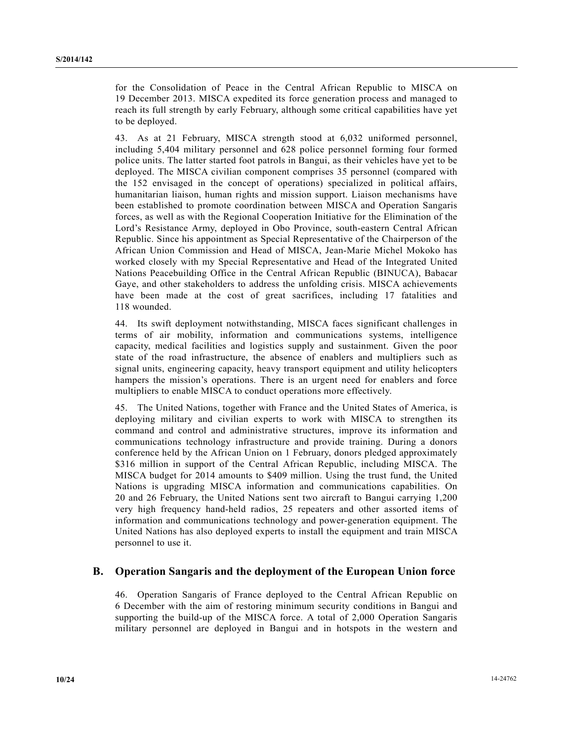for the Consolidation of Peace in the Central African Republic to MISCA on 19 December 2013. MISCA expedited its force generation process and managed to reach its full strength by early February, although some critical capabilities have yet to be deployed.

43. As at 21 February, MISCA strength stood at 6,032 uniformed personnel, including 5,404 military personnel and 628 police personnel forming four formed police units. The latter started foot patrols in Bangui, as their vehicles have yet to be deployed. The MISCA civilian component comprises 35 personnel (compared with the 152 envisaged in the concept of operations) specialized in political affairs, humanitarian liaison, human rights and mission support. Liaison mechanisms have been established to promote coordination between MISCA and Operation Sangaris forces, as well as with the Regional Cooperation Initiative for the Elimination of the Lord's Resistance Army, deployed in Obo Province, south-eastern Central African Republic. Since his appointment as Special Representative of the Chairperson of the African Union Commission and Head of MISCA, Jean-Marie Michel Mokoko has worked closely with my Special Representative and Head of the Integrated United Nations Peacebuilding Office in the Central African Republic (BINUCA), Babacar Gaye, and other stakeholders to address the unfolding crisis. MISCA achievements have been made at the cost of great sacrifices, including 17 fatalities and 118 wounded.

44. Its swift deployment notwithstanding, MISCA faces significant challenges in terms of air mobility, information and communications systems, intelligence capacity, medical facilities and logistics supply and sustainment. Given the poor state of the road infrastructure, the absence of enablers and multipliers such as signal units, engineering capacity, heavy transport equipment and utility helicopters hampers the mission's operations. There is an urgent need for enablers and force multipliers to enable MISCA to conduct operations more effectively.

45. The United Nations, together with France and the United States of America, is deploying military and civilian experts to work with MISCA to strengthen its command and control and administrative structures, improve its information and communications technology infrastructure and provide training. During a donors conference held by the African Union on 1 February, donors pledged approximately $316 million in support of the Central African Republic, including MISCA. The MISCA budget for 2014 amounts to $409 million. Using the trust fund, the United Nations is upgrading MISCA information and communications capabilities. On 20 and 26 February, the United Nations sent two aircraft to Bangui carrying 1,200 very high frequency hand-held radios, 25 repeaters and other assorted items of information and communications technology and power-generation equipment. The United Nations has also deployed experts to install the equipment and train MISCA personnel to use it.

## B. Operation Sangaris and the deployment of the European Union force

46. Operation Sangaris of France deployed to the Central African Republic on 6 December with the aim of restoring minimum security conditions in Bangui and supporting the build-up of the MISCA force. A total of 2,000 Operation Sangaris military personnel are deployed in Bangui and in hotspots in the western and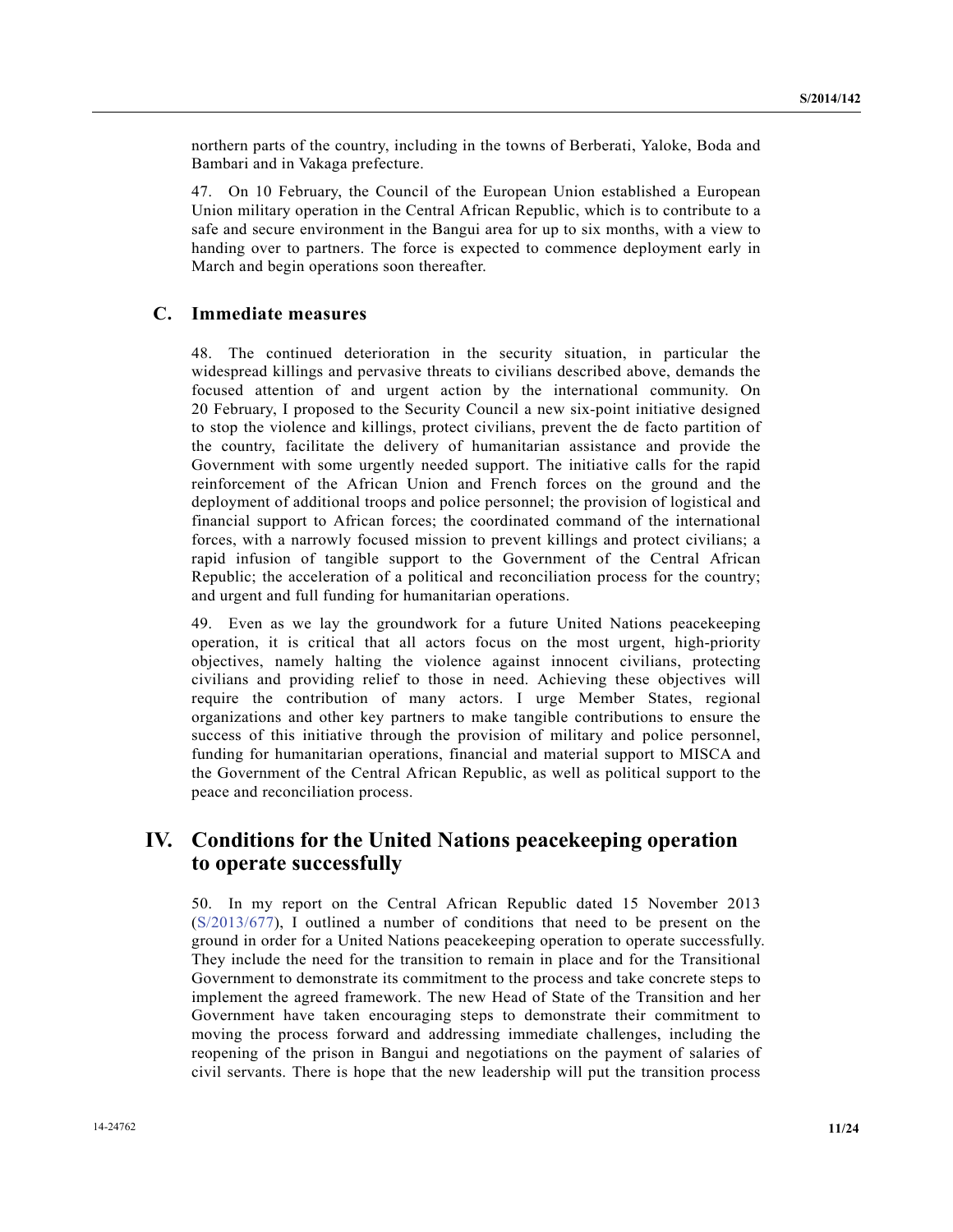northern parts of the country, including in the towns of Berberati, Yaloke, Boda and Bambari and in Vakaga prefecture.

47. On 10 February, the Council of the European Union established a European Union military operation in the Central African Republic, which is to contribute to a safe and secure environment in the Bangui area for up to six months, with a view to handing over to partners. The force is expected to commence deployment early in March and begin operations soon thereafter.

### C. Immediate measures

48. The continued deterioration in the security situation, in particular the widespread killings and pervasive threats to civilians described above, demands the focused attention of and urgent action by the international community. On 20 February, I proposed to the Security Council a new six-point initiative designed to stop the violence and killings, protect civilians, prevent the de facto partition of the country, facilitate the delivery of humanitarian assistance and provide the Government with some urgently needed support. The initiative calls for the rapid reinforcement of the African Union and French forces on the ground and the deployment of additional troops and police personnel; the provision of logistical and financial support to African forces; the coordinated command of the international forces, with a narrowly focused mission to prevent killings and protect civilians; a rapid infusion of tangible support to the Government of the Central African Republic; the acceleration of a political and reconciliation process for the country; and urgent and full funding for humanitarian operations.

49. Even as we lay the groundwork for a future United Nations peacekeeping operation, it is critical that all actors focus on the most urgent, high-priority objectives, namely halting the violence against innocent civilians, protecting civilians and providing relief to those in need. Achieving these objectives will require the contribution of many actors. I urge Member States, regional organizations and other key partners to make tangible contributions to ensure the success of this initiative through the provision of military and police personnel, funding for humanitarian operations, financial and material support to MISCA and the Government of the Central African Republic, as well as political support to the peace and reconciliation process.

## IV. Conditions for the United Nations peacekeeping operation to operate successfully

50. In my report on the Central African Republic dated 15 November 2013 (S/2013/677), I outlined a number of conditions that need to be present on the ground in order for a United Nations peacekeeping operation to operate successfully. They include the need for the transition to remain in place and for the Transitional Government to demonstrate its commitment to the process and take concrete steps to implement the agreed framework. The new Head of State of the Transition and her Government have taken encouraging steps to demonstrate their commitment to moving the process forward and addressing immediate challenges, including the reopening of the prison in Bangui and negotiations on the payment of salaries of civil servants. There is hope that the new leadership will put the transition process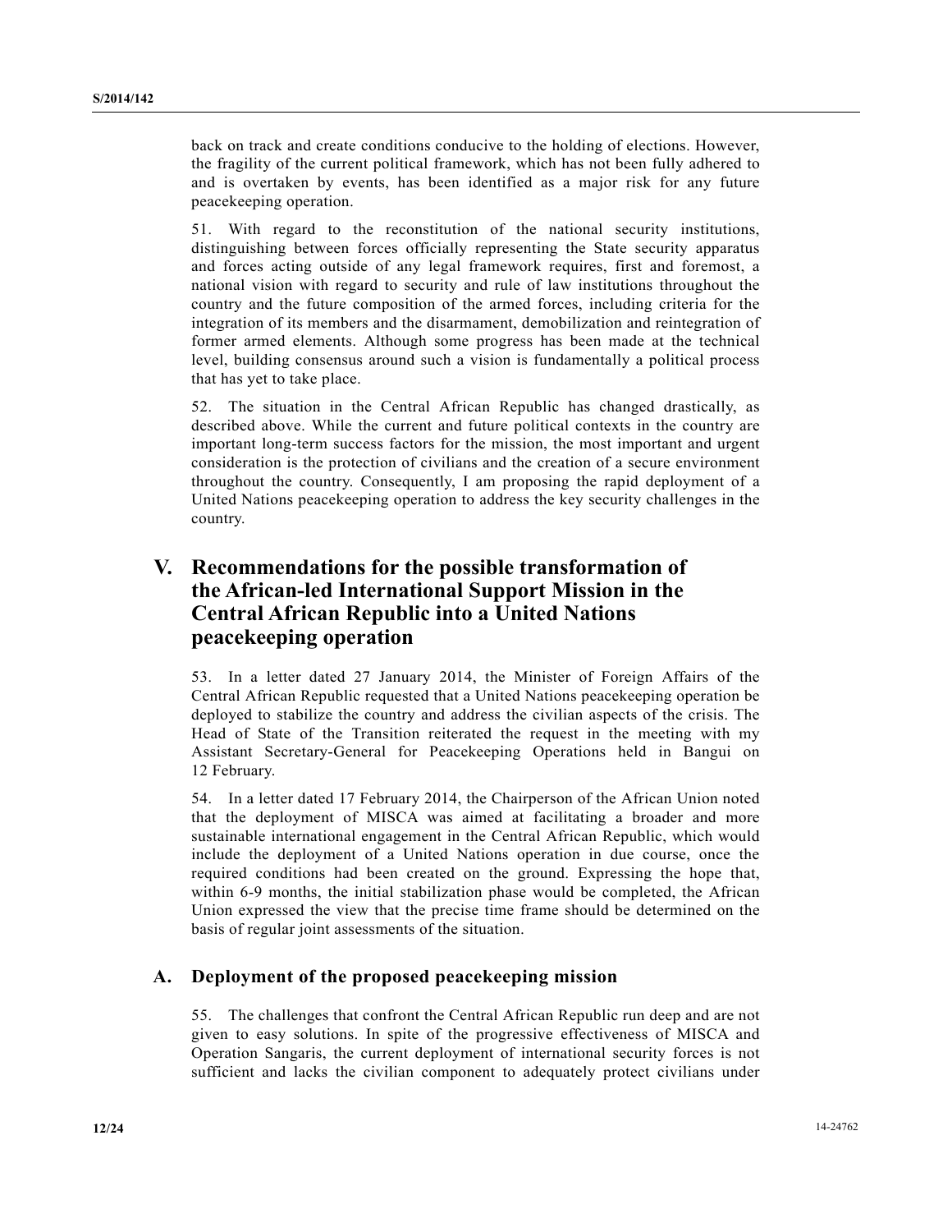back on track and create conditions conducive to the holding of elections. However, the fragility of the current political framework, which has not been fully adhered to and is overtaken by events, has been identified as a major risk for any future peacekeeping operation.

51. With regard to the reconstitution of the national security institutions, distinguishing between forces officially representing the State security apparatus and forces acting outside of any legal framework requires, first and foremost, a national vision with regard to security and rule of law institutions throughout the country and the future composition of the armed forces, including criteria for the integration of its members and the disarmament, demobilization and reintegration of former armed elements. Although some progress has been made at the technical level, building consensus around such a vision is fundamentally a political process that has yet to take place.

52. The situation in the Central African Republic has changed drastically, as described above. While the current and future political contexts in the country are important long-term success factors for the mission, the most important and urgent consideration is the protection of civilians and the creation of a secure environment throughout the country. Consequently, I am proposing the rapid deployment of a United Nations peacekeeping operation to address the key security challenges in the country.

# V. Recommendations for the possible transformation of the African-led International Support Mission in the Central African Republic into a United Nations peacekeeping operation

53. In a letter dated 27 January 2014, the Minister of Foreign Affairs of the Central African Republic requested that a United Nations peacekeeping operation be deployed to stabilize the country and address the civilian aspects of the crisis. The Head of State of the Transition reiterated the request in the meeting with my Assistant Secretary-General for Peacekeeping Operations held in Bangui on 12 February.

54. In a letter dated 17 February 2014, the Chairperson of the African Union noted that the deployment of MISCA was aimed at facilitating a broader and more sustainable international engagement in the Central African Republic, which would include the deployment of a United Nations operation in due course, once the required conditions had been created on the ground. Expressing the hope that, within 6-9 months, the initial stabilization phase would be completed, the African Union expressed the view that the precise time frame should be determined on the basis of regular joint assessments of the situation.

## A. Deployment of the proposed peacekeeping mission

55. The challenges that confront the Central African Republic run deep and are not given to easy solutions. In spite of the progressive effectiveness of MISCA and Operation Sangaris, the current deployment of international security forces is not sufficient and lacks the civilian component to adequately protect civilians under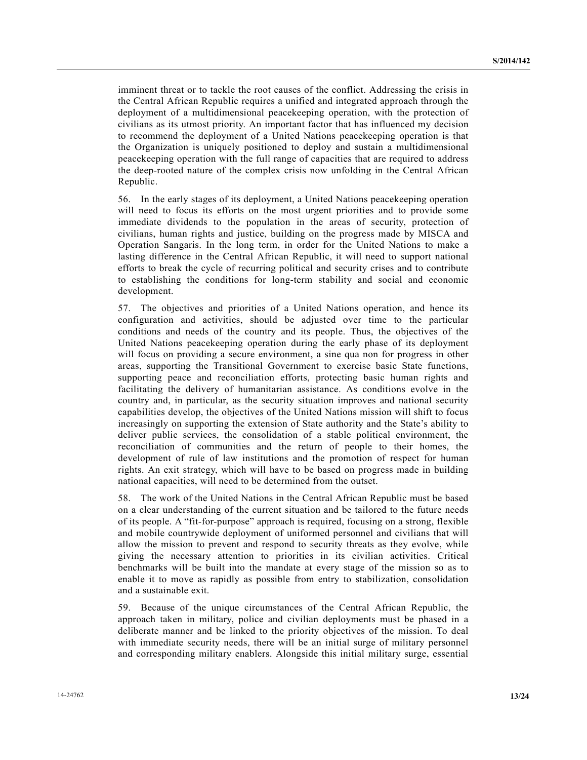imminent threat or to tackle the root causes of the conflict. Addressing the crisis in the Central African Republic requires a unified and integrated approach through the deployment of a multidimensional peacekeeping operation, with the protection of civilians as its utmost priority. An important factor that has influenced my decision to recommend the deployment of a United Nations peacekeeping operation is that the Organization is uniquely positioned to deploy and sustain a multidimensional peacekeeping operation with the full range of capacities that are required to address the deep-rooted nature of the complex crisis now unfolding in the Central African Republic.

56. In the early stages of its deployment, a United Nations peacekeeping operation will need to focus its efforts on the most urgent priorities and to provide some immediate dividends to the population in the areas of security, protection of civilians, human rights and justice, building on the progress made by MISCA and Operation Sangaris. In the long term, in order for the United Nations to make a lasting difference in the Central African Republic, it will need to support national efforts to break the cycle of recurring political and security crises and to contribute to establishing the conditions for long-term stability and social and economic development.

57. The objectives and priorities of a United Nations operation, and hence its configuration and activities, should be adjusted over time to the particular conditions and needs of the country and its people. Thus, the objectives of the United Nations peacekeeping operation during the early phase of its deployment will focus on providing a secure environment, a sine qua non for progress in other areas, supporting the Transitional Government to exercise basic State functions, supporting peace and reconciliation efforts, protecting basic human rights and facilitating the delivery of humanitarian assistance. As conditions evolve in the country and, in particular, as the security situation improves and national security capabilities develop, the objectives of the United Nations mission will shift to focus increasingly on supporting the extension of State authority and the State's ability to deliver public services, the consolidation of a stable political environment, the reconciliation of communities and the return of people to their homes, the development of rule of law institutions and the promotion of respect for human rights. An exit strategy, which will have to be based on progress made in building national capacities, will need to be determined from the outset.

58. The work of the United Nations in the Central African Republic must be based on a clear understanding of the current situation and be tailored to the future needs of its people. A "fit-for-purpose" approach is required, focusing on a strong, flexible and mobile countrywide deployment of uniformed personnel and civilians that will allow the mission to prevent and respond to security threats as they evolve, while giving the necessary attention to priorities in its civilian activities. Critical benchmarks will be built into the mandate at every stage of the mission so as to enable it to move as rapidly as possible from entry to stabilization, consolidation and a sustainable exit.

59. Because of the unique circumstances of the Central African Republic, the approach taken in military, police and civilian deployments must be phased in a deliberate manner and be linked to the priority objectives of the mission. To deal with immediate security needs, there will be an initial surge of military personnel and corresponding military enablers. Alongside this initial military surge, essential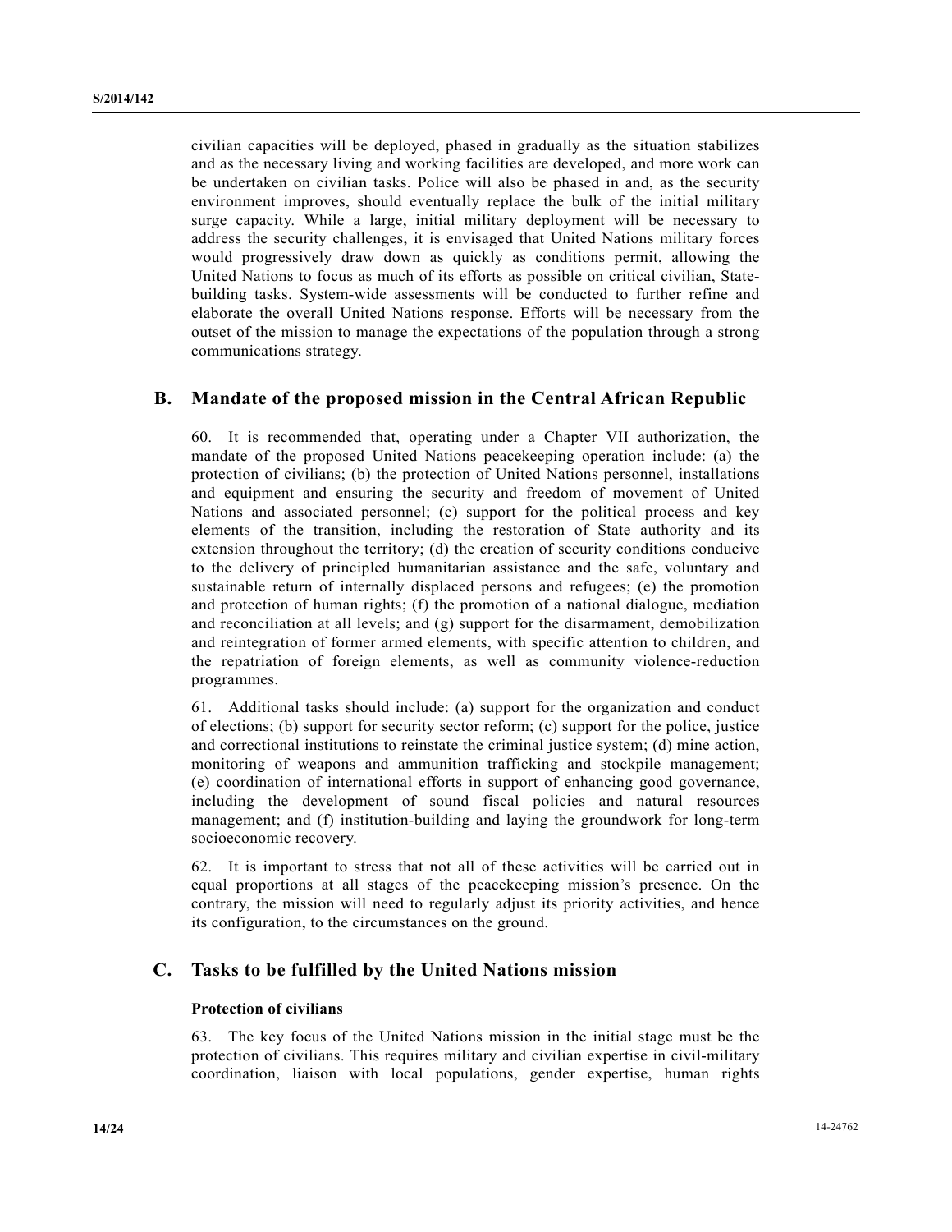civilian capacities will be deployed, phased in gradually as the situation stabilizes and as the necessary living and working facilities are developed, and more work can be undertaken on civilian tasks. Police will also be phased in and, as the security environment improves, should eventually replace the bulk of the initial military surge capacity. While a large, initial military deployment will be necessary to address the security challenges, it is envisaged that United Nations military forces would progressively draw down as quickly as conditions permit, allowing the United Nations to focus as much of its efforts as possible on critical civilian, State-building tasks. System-wide assessments will be conducted to further refine and elaborate the overall United Nations response. Efforts will be necessary from the outset of the mission to manage the expectations of the population through a strong communications strategy.

## B. Mandate of the proposed mission in the Central African Republic

60. It is recommended that, operating under a Chapter VII authorization, the mandate of the proposed United Nations peacekeeping operation include: (a) the protection of civilians; (b) the protection of United Nations personnel, installations and equipment and ensuring the security and freedom of movement of United Nations and associated personnel; (c) support for the political process and key elements of the transition, including the restoration of State authority and its extension throughout the territory; (d) the creation of security conditions conducive to the delivery of principled humanitarian assistance and the safe, voluntary and sustainable return of internally displaced persons and refugees; (e) the promotion and protection of human rights; (f) the promotion of a national dialogue, mediation and reconciliation at all levels; and (g) support for the disarmament, demobilization and reintegration of former armed elements, with specific attention to children, and the repatriation of foreign elements, as well as community violence-reduction programmes.

61. Additional tasks should include: (a) support for the organization and conduct of elections; (b) support for security sector reform; (c) support for the police, justice and correctional institutions to reinstate the criminal justice system; (d) mine action, monitoring of weapons and ammunition trafficking and stockpile management; (e) coordination of international efforts in support of enhancing good governance, including the development of sound fiscal policies and natural resources management; and (f) institution-building and laying the groundwork for long-term socioeconomic recovery.

62. It is important to stress that not all of these activities will be carried out in equal proportions at all stages of the peacekeeping mission's presence. On the contrary, the mission will need to regularly adjust its priority activities, and hence its configuration, to the circumstances on the ground.

## C. Tasks to be fulfilled by the United Nations mission

### Protection of civilians

63. The key focus of the United Nations mission in the initial stage must be the protection of civilians. This requires military and civilian expertise in civil-military coordination, liaison with local populations, gender expertise, human rights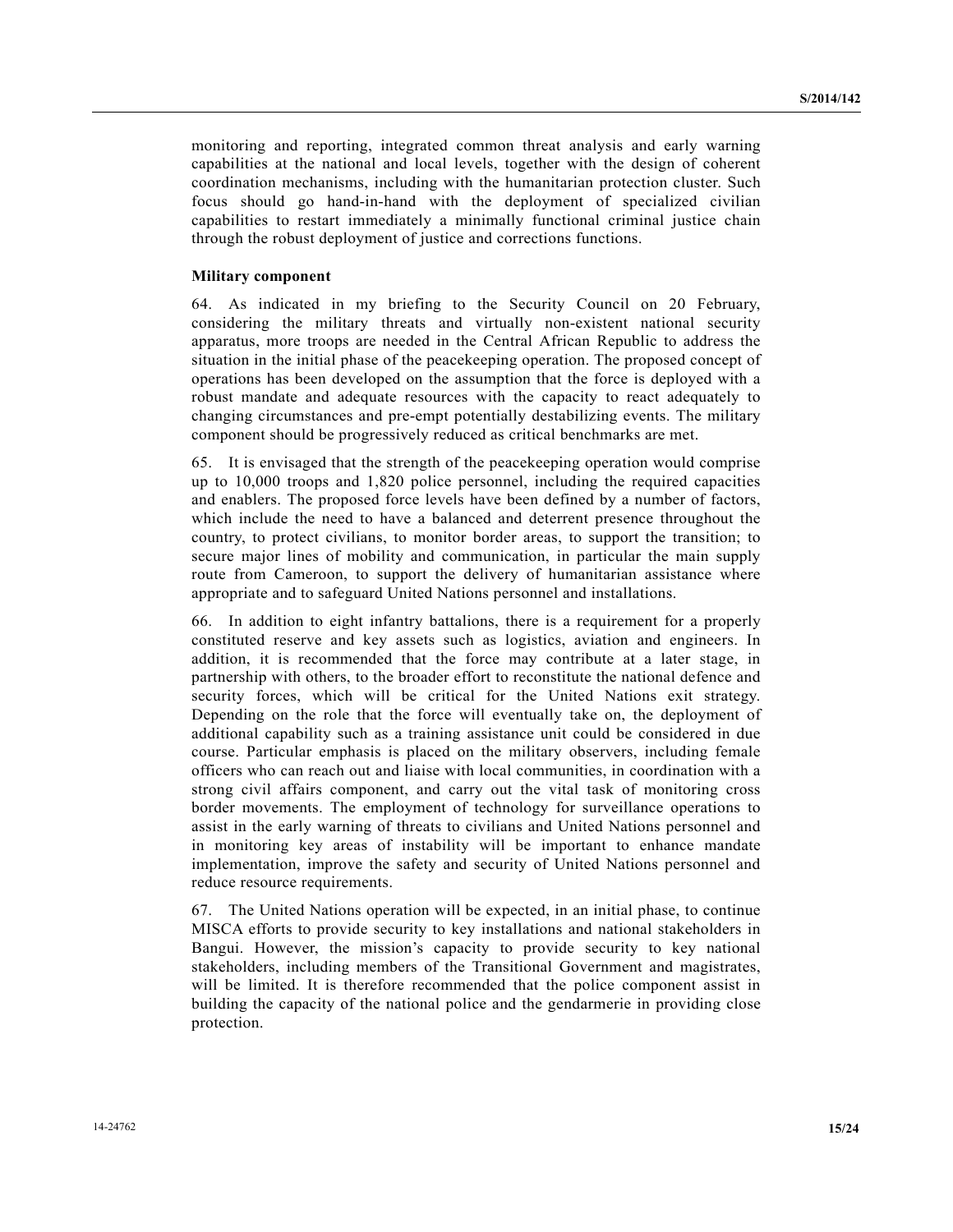monitoring and reporting, integrated common threat analysis and early warning capabilities at the national and local levels, together with the design of coherent coordination mechanisms, including with the humanitarian protection cluster. Such focus should go hand-in-hand with the deployment of specialized civilian capabilities to restart immediately a minimally functional criminal justice chain through the robust deployment of justice and corrections functions.

**Military component**

64. As indicated in my briefing to the Security Council on 20 February, considering the military threats and virtually non-existent national security apparatus, more troops are needed in the Central African Republic to address the situation in the initial phase of the peacekeeping operation. The proposed concept of operations has been developed on the assumption that the force is deployed with a robust mandate and adequate resources with the capacity to react adequately to changing circumstances and pre-empt potentially destabilizing events. The military component should be progressively reduced as critical benchmarks are met.

65. It is envisaged that the strength of the peacekeeping operation would comprise up to 10,000 troops and 1,820 police personnel, including the required capacities and enablers. The proposed force levels have been defined by a number of factors, which include the need to have a balanced and deterrent presence throughout the country, to protect civilians, to monitor border areas, to support the transition; to secure major lines of mobility and communication, in particular the main supply route from Cameroon, to support the delivery of humanitarian assistance where appropriate and to safeguard United Nations personnel and installations.

66. In addition to eight infantry battalions, there is a requirement for a properly constituted reserve and key assets such as logistics, aviation and engineers. In addition, it is recommended that the force may contribute at a later stage, in partnership with others, to the broader effort to reconstitute the national defence and security forces, which will be critical for the United Nations exit strategy. Depending on the role that the force will eventually take on, the deployment of additional capability such as a training assistance unit could be considered in due course. Particular emphasis is placed on the military observers, including female officers who can reach out and liaise with local communities, in coordination with a strong civil affairs component, and carry out the vital task of monitoring cross border movements. The employment of technology for surveillance operations to assist in the early warning of threats to civilians and United Nations personnel and in monitoring key areas of instability will be important to enhance mandate implementation, improve the safety and security of United Nations personnel and reduce resource requirements.

67. The United Nations operation will be expected, in an initial phase, to continue MISCA efforts to provide security to key installations and national stakeholders in Bangui. However, the mission's capacity to provide security to key national stakeholders, including members of the Transitional Government and magistrates, will be limited. It is therefore recommended that the police component assist in building the capacity of the national police and the gendarmerie in providing close protection.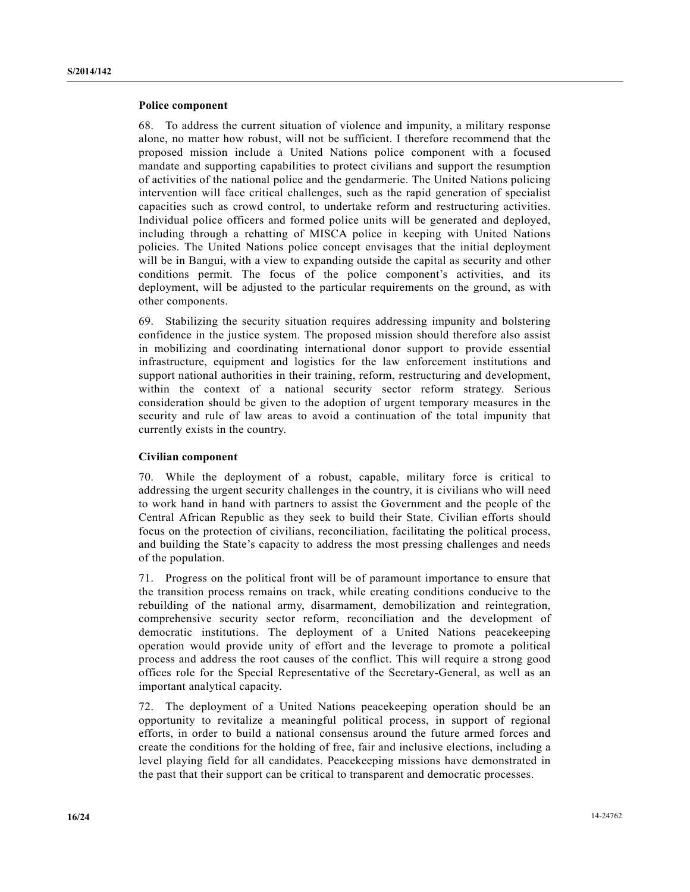**Police component**

68. To address the current situation of violence and impunity, a military response alone, no matter how robust, will not be sufficient. I therefore recommend that the proposed mission include a United Nations police component with a focused mandate and supporting capabilities to protect civilians and support the resumption of activities of the national police and the gendarmerie. The United Nations policing intervention will face critical challenges, such as the rapid generation of specialist capacities such as crowd control, to undertake reform and restructuring activities. Individual police officers and formed police units will be generated and deployed, including through a rehatting of MISCA police in keeping with United Nations policies. The United Nations police concept envisages that the initial deployment will be in Bangui, with a view to expanding outside the capital as security and other conditions permit. The focus of the police component's activities, and its deployment, will be adjusted to the particular requirements on the ground, as with other components.

69. Stabilizing the security situation requires addressing impunity and bolstering confidence in the justice system. The proposed mission should therefore also assist in mobilizing and coordinating international donor support to provide essential infrastructure, equipment and logistics for the law enforcement institutions and support national authorities in their training, reform, restructuring and development, within the context of a national security sector reform strategy. Serious consideration should be given to the adoption of urgent temporary measures in the security and rule of law areas to avoid a continuation of the total impunity that currently exists in the country.

**Civilian component**

70. While the deployment of a robust, capable, military force is critical to addressing the urgent security challenges in the country, it is civilians who will need to work hand in hand with partners to assist the Government and the people of the Central African Republic as they seek to build their State. Civilian efforts should focus on the protection of civilians, reconciliation, facilitating the political process, and building the State's capacity to address the most pressing challenges and needs of the population.

71. Progress on the political front will be of paramount importance to ensure that the transition process remains on track, while creating conditions conducive to the rebuilding of the national army, disarmament, demobilization and reintegration, comprehensive security sector reform, reconciliation and the development of democratic institutions. The deployment of a United Nations peacekeeping operation would provide unity of effort and the leverage to promote a political process and address the root causes of the conflict. This will require a strong good offices role for the Special Representative of the Secretary-General, as well as an important analytical capacity.

72. The deployment of a United Nations peacekeeping operation should be an opportunity to revitalize a meaningful political process, in support of regional efforts, in order to build a national consensus around the future armed forces and create the conditions for the holding of free, fair and inclusive elections, including a level playing field for all candidates. Peacekeeping missions have demonstrated in the past that their support can be critical to transparent and democratic processes.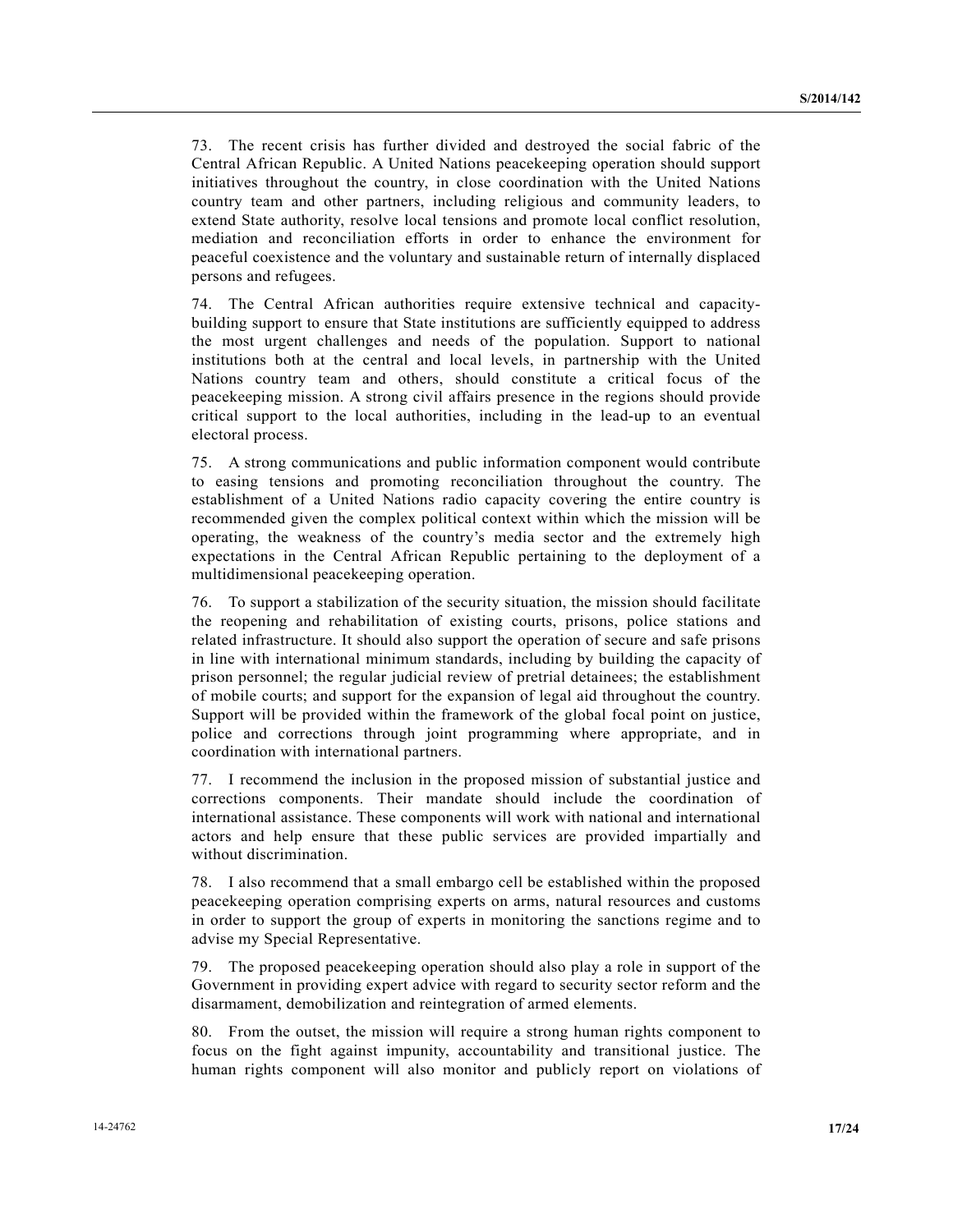73. The recent crisis has further divided and destroyed the social fabric of the Central African Republic. A United Nations peacekeeping operation should support initiatives throughout the country, in close coordination with the United Nations country team and other partners, including religious and community leaders, to extend State authority, resolve local tensions and promote local conflict resolution, mediation and reconciliation efforts in order to enhance the environment for peaceful coexistence and the voluntary and sustainable return of internally displaced persons and refugees.

74. The Central African authorities require extensive technical and capacity-building support to ensure that State institutions are sufficiently equipped to address the most urgent challenges and needs of the population. Support to national institutions both at the central and local levels, in partnership with the United Nations country team and others, should constitute a critical focus of the peacekeeping mission. A strong civil affairs presence in the regions should provide critical support to the local authorities, including in the lead-up to an eventual electoral process.

75. A strong communications and public information component would contribute to easing tensions and promoting reconciliation throughout the country. The establishment of a United Nations radio capacity covering the entire country is recommended given the complex political context within which the mission will be operating, the weakness of the country's media sector and the extremely high expectations in the Central African Republic pertaining to the deployment of a multidimensional peacekeeping operation.

76. To support a stabilization of the security situation, the mission should facilitate the reopening and rehabilitation of existing courts, prisons, police stations and related infrastructure. It should also support the operation of secure and safe prisons in line with international minimum standards, including by building the capacity of prison personnel; the regular judicial review of pretrial detainees; the establishment of mobile courts; and support for the expansion of legal aid throughout the country. Support will be provided within the framework of the global focal point on justice, police and corrections through joint programming where appropriate, and in coordination with international partners.

77. I recommend the inclusion in the proposed mission of substantial justice and corrections components. Their mandate should include the coordination of international assistance. These components will work with national and international actors and help ensure that these public services are provided impartially and without discrimination.

78. I also recommend that a small embargo cell be established within the proposed peacekeeping operation comprising experts on arms, natural resources and customs in order to support the group of experts in monitoring the sanctions regime and to advise my Special Representative.

79. The proposed peacekeeping operation should also play a role in support of the Government in providing expert advice with regard to security sector reform and the disarmament, demobilization and reintegration of armed elements.

80. From the outset, the mission will require a strong human rights component to focus on the fight against impunity, accountability and transitional justice. The human rights component will also monitor and publicly report on violations of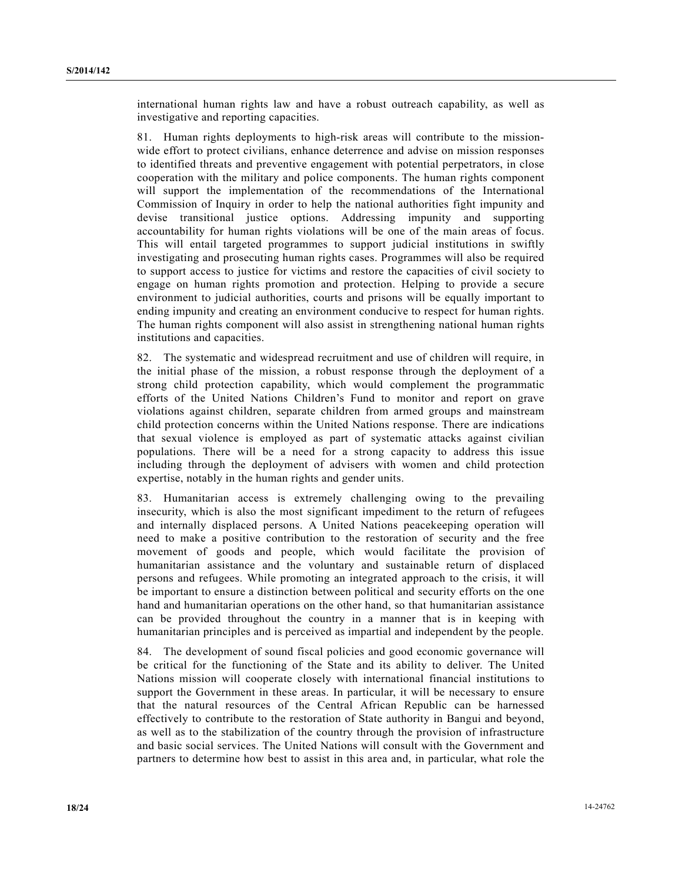international human rights law and have a robust outreach capability, as well as investigative and reporting capacities.

81. Human rights deployments to high-risk areas will contribute to the mission-wide effort to protect civilians, enhance deterrence and advise on mission responses to identified threats and preventive engagement with potential perpetrators, in close cooperation with the military and police components. The human rights component will support the implementation of the recommendations of the International Commission of Inquiry in order to help the national authorities fight impunity and devise transitional justice options. Addressing impunity and supporting accountability for human rights violations will be one of the main areas of focus. This will entail targeted programmes to support judicial institutions in swiftly investigating and prosecuting human rights cases. Programmes will also be required to support access to justice for victims and restore the capacities of civil society to engage on human rights promotion and protection. Helping to provide a secure environment to judicial authorities, courts and prisons will be equally important to ending impunity and creating an environment conducive to respect for human rights. The human rights component will also assist in strengthening national human rights institutions and capacities.

82. The systematic and widespread recruitment and use of children will require, in the initial phase of the mission, a robust response through the deployment of a strong child protection capability, which would complement the programmatic efforts of the United Nations Children's Fund to monitor and report on grave violations against children, separate children from armed groups and mainstream child protection concerns within the United Nations response. There are indications that sexual violence is employed as part of systematic attacks against civilian populations. There will be a need for a strong capacity to address this issue including through the deployment of advisers with women and child protection expertise, notably in the human rights and gender units.

83. Humanitarian access is extremely challenging owing to the prevailing insecurity, which is also the most significant impediment to the return of refugees and internally displaced persons. A United Nations peacekeeping operation will need to make a positive contribution to the restoration of security and the free movement of goods and people, which would facilitate the provision of humanitarian assistance and the voluntary and sustainable return of displaced persons and refugees. While promoting an integrated approach to the crisis, it will be important to ensure a distinction between political and security efforts on the one hand and humanitarian operations on the other hand, so that humanitarian assistance can be provided throughout the country in a manner that is in keeping with humanitarian principles and is perceived as impartial and independent by the people.

84. The development of sound fiscal policies and good economic governance will be critical for the functioning of the State and its ability to deliver. The United Nations mission will cooperate closely with international financial institutions to support the Government in these areas. In particular, it will be necessary to ensure that the natural resources of the Central African Republic can be harnessed effectively to contribute to the restoration of State authority in Bangui and beyond, as well as to the stabilization of the country through the provision of infrastructure and basic social services. The United Nations will consult with the Government and partners to determine how best to assist in this area and, in particular, what role the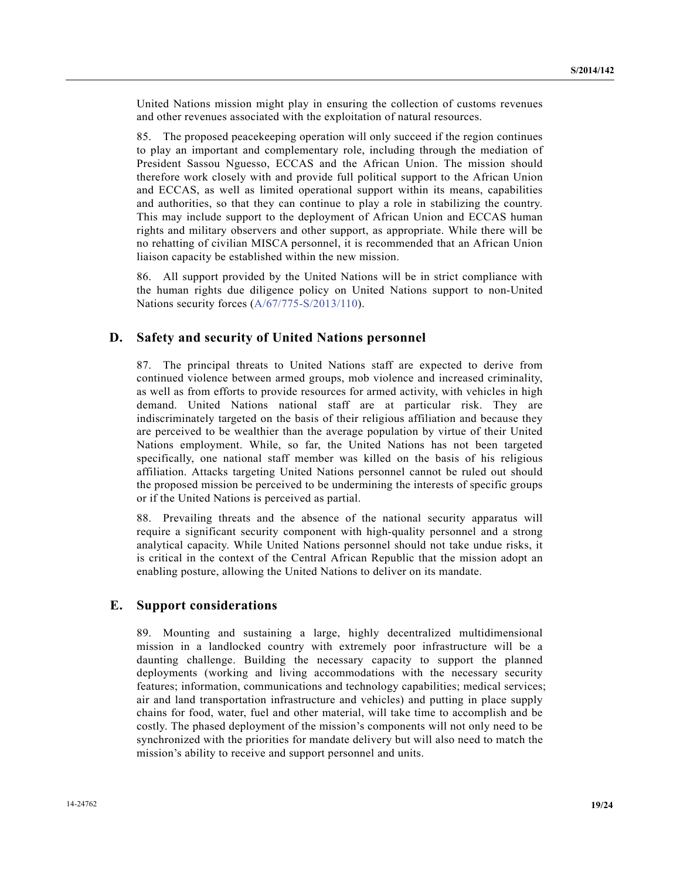United Nations mission might play in ensuring the collection of customs revenues and other revenues associated with the exploitation of natural resources.

85. The proposed peacekeeping operation will only succeed if the region continues to play an important and complementary role, including through the mediation of President Sassou Nguesso, ECCAS and the African Union. The mission should therefore work closely with and provide full political support to the African Union and ECCAS, as well as limited operational support within its means, capabilities and authorities, so that they can continue to play a role in stabilizing the country. This may include support to the deployment of African Union and ECCAS human rights and military observers and other support, as appropriate. While there will be no rehatting of civilian MISCA personnel, it is recommended that an African Union liaison capacity be established within the new mission.

86. All support provided by the United Nations will be in strict compliance with the human rights due diligence policy on United Nations support to non-United Nations security forces (A/67/775-S/2013/110).

## D. Safety and security of United Nations personnel

87. The principal threats to United Nations staff are expected to derive from continued violence between armed groups, mob violence and increased criminality, as well as from efforts to provide resources for armed activity, with vehicles in high demand. United Nations national staff are at particular risk. They are indiscriminately targeted on the basis of their religious affiliation and because they are perceived to be wealthier than the average population by virtue of their United Nations employment. While, so far, the United Nations has not been targeted specifically, one national staff member was killed on the basis of his religious affiliation. Attacks targeting United Nations personnel cannot be ruled out should the proposed mission be perceived to be undermining the interests of specific groups or if the United Nations is perceived as partial.

88. Prevailing threats and the absence of the national security apparatus will require a significant security component with high-quality personnel and a strong analytical capacity. While United Nations personnel should not take undue risks, it is critical in the context of the Central African Republic that the mission adopt an enabling posture, allowing the United Nations to deliver on its mandate.

## E. Support considerations

89. Mounting and sustaining a large, highly decentralized multidimensional mission in a landlocked country with extremely poor infrastructure will be a daunting challenge. Building the necessary capacity to support the planned deployments (working and living accommodations with the necessary security features; information, communications and technology capabilities; medical services; air and land transportation infrastructure and vehicles) and putting in place supply chains for food, water, fuel and other material, will take time to accomplish and be costly. The phased deployment of the mission's components will not only need to be synchronized with the priorities for mandate delivery but will also need to match the mission's ability to receive and support personnel and units.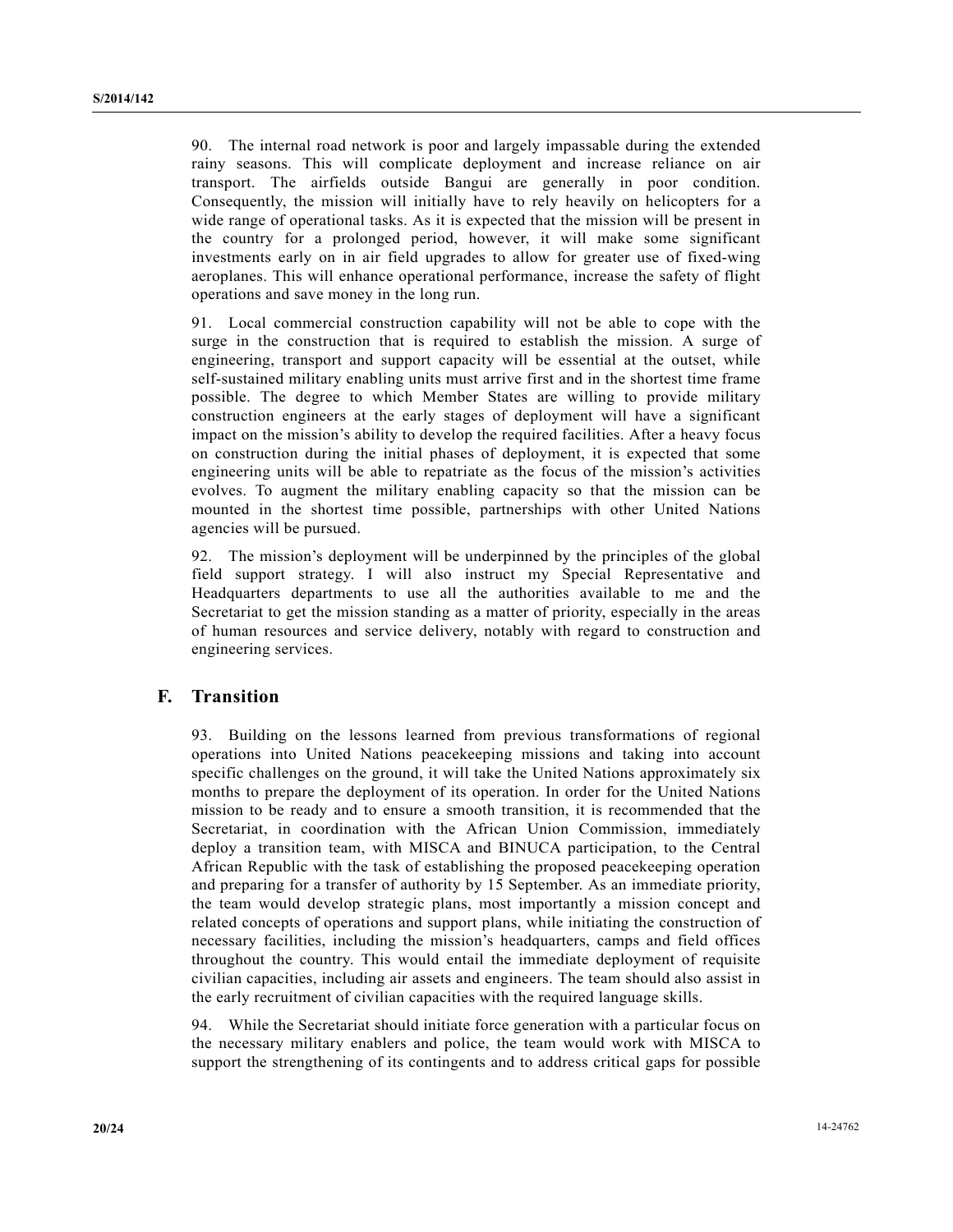90. The internal road network is poor and largely impassable during the extended rainy seasons. This will complicate deployment and increase reliance on air transport. The airfields outside Bangui are generally in poor condition. Consequently, the mission will initially have to rely heavily on helicopters for a wide range of operational tasks. As it is expected that the mission will be present in the country for a prolonged period, however, it will make some significant investments early on in air field upgrades to allow for greater use of fixed-wing aeroplanes. This will enhance operational performance, increase the safety of flight operations and save money in the long run.

91. Local commercial construction capability will not be able to cope with the surge in the construction that is required to establish the mission. A surge of engineering, transport and support capacity will be essential at the outset, while self-sustained military enabling units must arrive first and in the shortest time frame possible. The degree to which Member States are willing to provide military construction engineers at the early stages of deployment will have a significant impact on the mission's ability to develop the required facilities. After a heavy focus on construction during the initial phases of deployment, it is expected that some engineering units will be able to repatriate as the focus of the mission's activities evolves. To augment the military enabling capacity so that the mission can be mounted in the shortest time possible, partnerships with other United Nations agencies will be pursued.

92. The mission's deployment will be underpinned by the principles of the global field support strategy. I will also instruct my Special Representative and Headquarters departments to use all the authorities available to me and the Secretariat to get the mission standing as a matter of priority, especially in the areas of human resources and service delivery, notably with regard to construction and engineering services.

## F. Transition

93. Building on the lessons learned from previous transformations of regional operations into United Nations peacekeeping missions and taking into account specific challenges on the ground, it will take the United Nations approximately six months to prepare the deployment of its operation. In order for the United Nations mission to be ready and to ensure a smooth transition, it is recommended that the Secretariat, in coordination with the African Union Commission, immediately deploy a transition team, with MISCA and BINUCA participation, to the Central African Republic with the task of establishing the proposed peacekeeping operation and preparing for a transfer of authority by 15 September. As an immediate priority, the team would develop strategic plans, most importantly a mission concept and related concepts of operations and support plans, while initiating the construction of necessary facilities, including the mission's headquarters, camps and field offices throughout the country. This would entail the immediate deployment of requisite civilian capacities, including air assets and engineers. The team should also assist in the early recruitment of civilian capacities with the required language skills.

94. While the Secretariat should initiate force generation with a particular focus on the necessary military enablers and police, the team would work with MISCA to support the strengthening of its contingents and to address critical gaps for possible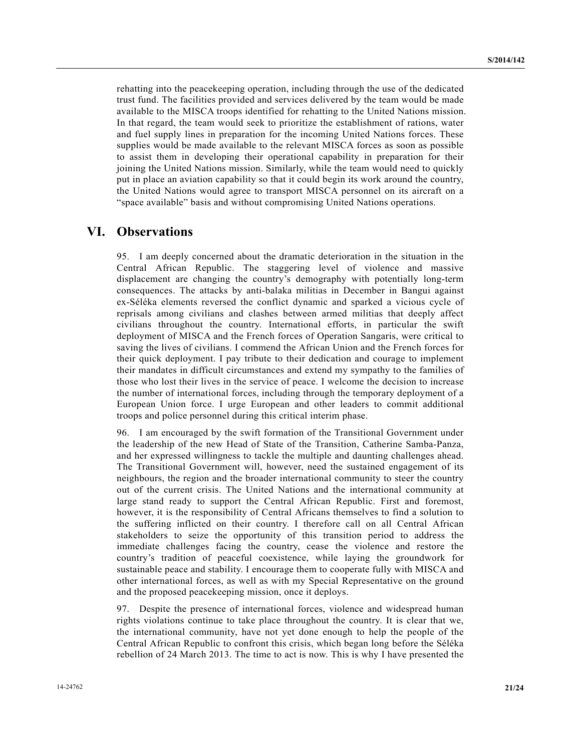rehatting into the peacekeeping operation, including through the use of the dedicated trust fund. The facilities provided and services delivered by the team would be made available to the MISCA troops identified for rehatting to the United Nations mission. In that regard, the team would seek to prioritize the establishment of rations, water and fuel supply lines in preparation for the incoming United Nations forces. These supplies would be made available to the relevant MISCA forces as soon as possible to assist them in developing their operational capability in preparation for their joining the United Nations mission. Similarly, while the team would need to quickly put in place an aviation capability so that it could begin its work around the country, the United Nations would agree to transport MISCA personnel on its aircraft on a "space available" basis and without compromising United Nations operations.

## VI. Observations

95. I am deeply concerned about the dramatic deterioration in the situation in the Central African Republic. The staggering level of violence and massive displacement are changing the country's demography with potentially long-term consequences. The attacks by anti-balaka militias in December in Bangui against ex-Séléka elements reversed the conflict dynamic and sparked a vicious cycle of reprisals among civilians and clashes between armed militias that deeply affect civilians throughout the country. International efforts, in particular the swift deployment of MISCA and the French forces of Operation Sangaris, were critical to saving the lives of civilians. I commend the African Union and the French forces for their quick deployment. I pay tribute to their dedication and courage to implement their mandates in difficult circumstances and extend my sympathy to the families of those who lost their lives in the service of peace. I welcome the decision to increase the number of international forces, including through the temporary deployment of a European Union force. I urge European and other leaders to commit additional troops and police personnel during this critical interim phase.

96. I am encouraged by the swift formation of the Transitional Government under the leadership of the new Head of State of the Transition, Catherine Samba-Panza, and her expressed willingness to tackle the multiple and daunting challenges ahead. The Transitional Government will, however, need the sustained engagement of its neighbours, the region and the broader international community to steer the country out of the current crisis. The United Nations and the international community at large stand ready to support the Central African Republic. First and foremost, however, it is the responsibility of Central Africans themselves to find a solution to the suffering inflicted on their country. I therefore call on all Central African stakeholders to seize the opportunity of this transition period to address the immediate challenges facing the country, cease the violence and restore the country's tradition of peaceful coexistence, while laying the groundwork for sustainable peace and stability. I encourage them to cooperate fully with MISCA and other international forces, as well as with my Special Representative on the ground and the proposed peacekeeping mission, once it deploys.

97. Despite the presence of international forces, violence and widespread human rights violations continue to take place throughout the country. It is clear that we, the international community, have not yet done enough to help the people of the Central African Republic to confront this crisis, which began long before the Séléka rebellion of 24 March 2013. The time to act is now. This is why I have presented the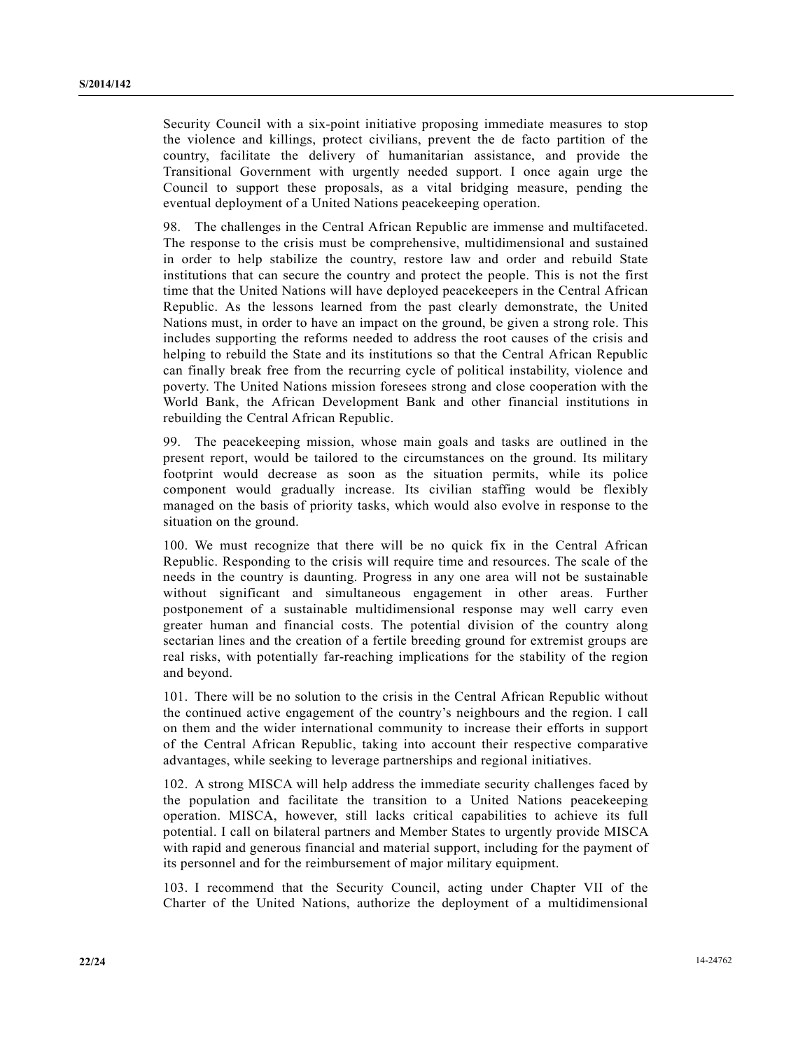Security Council with a six-point initiative proposing immediate measures to stop the violence and killings, protect civilians, prevent the de facto partition of the country, facilitate the delivery of humanitarian assistance, and provide the Transitional Government with urgently needed support. I once again urge the Council to support these proposals, as a vital bridging measure, pending the eventual deployment of a United Nations peacekeeping operation.

98. The challenges in the Central African Republic are immense and multifaceted. The response to the crisis must be comprehensive, multidimensional and sustained in order to help stabilize the country, restore law and order and rebuild State institutions that can secure the country and protect the people. This is not the first time that the United Nations will have deployed peacekeepers in the Central African Republic. As the lessons learned from the past clearly demonstrate, the United Nations must, in order to have an impact on the ground, be given a strong role. This includes supporting the reforms needed to address the root causes of the crisis and helping to rebuild the State and its institutions so that the Central African Republic can finally break free from the recurring cycle of political instability, violence and poverty. The United Nations mission foresees strong and close cooperation with the World Bank, the African Development Bank and other financial institutions in rebuilding the Central African Republic.

99. The peacekeeping mission, whose main goals and tasks are outlined in the present report, would be tailored to the circumstances on the ground. Its military footprint would decrease as soon as the situation permits, while its police component would gradually increase. Its civilian staffing would be flexibly managed on the basis of priority tasks, which would also evolve in response to the situation on the ground.

100. We must recognize that there will be no quick fix in the Central African Republic. Responding to the crisis will require time and resources. The scale of the needs in the country is daunting. Progress in any one area will not be sustainable without significant and simultaneous engagement in other areas. Further postponement of a sustainable multidimensional response may well carry even greater human and financial costs. The potential division of the country along sectarian lines and the creation of a fertile breeding ground for extremist groups are real risks, with potentially far-reaching implications for the stability of the region and beyond.

101. There will be no solution to the crisis in the Central African Republic without the continued active engagement of the country's neighbours and the region. I call on them and the wider international community to increase their efforts in support of the Central African Republic, taking into account their respective comparative advantages, while seeking to leverage partnerships and regional initiatives.

102. A strong MISCA will help address the immediate security challenges faced by the population and facilitate the transition to a United Nations peacekeeping operation. MISCA, however, still lacks critical capabilities to achieve its full potential. I call on bilateral partners and Member States to urgently provide MISCA with rapid and generous financial and material support, including for the payment of its personnel and for the reimbursement of major military equipment.

103. I recommend that the Security Council, acting under Chapter VII of the Charter of the United Nations, authorize the deployment of a multidimensional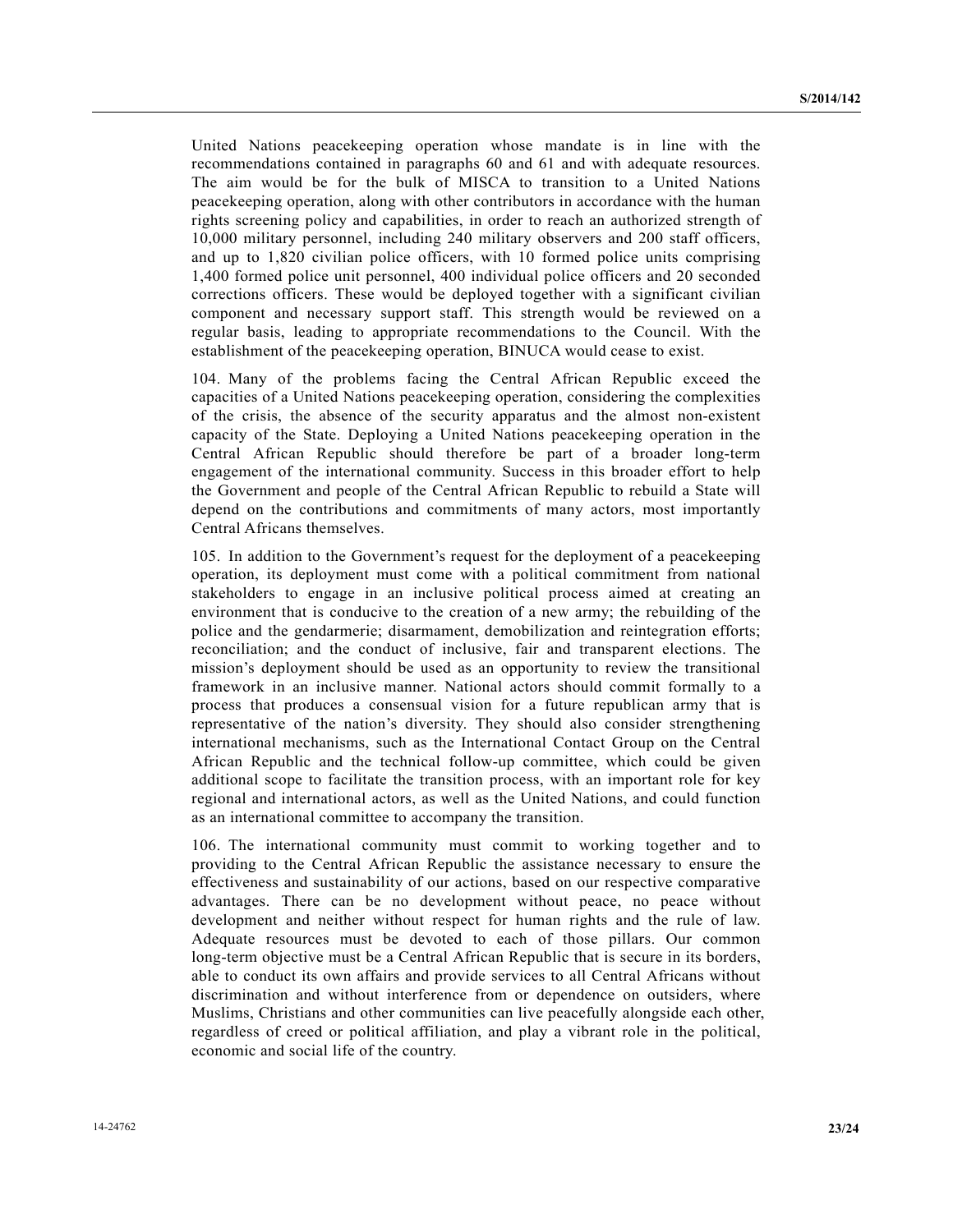United Nations peacekeeping operation whose mandate is in line with the recommendations contained in paragraphs 60 and 61 and with adequate resources. The aim would be for the bulk of MISCA to transition to a United Nations peacekeeping operation, along with other contributors in accordance with the human rights screening policy and capabilities, in order to reach an authorized strength of 10,000 military personnel, including 240 military observers and 200 staff officers, and up to 1,820 civilian police officers, with 10 formed police units comprising 1,400 formed police unit personnel, 400 individual police officers and 20 seconded corrections officers. These would be deployed together with a significant civilian component and necessary support staff. This strength would be reviewed on a regular basis, leading to appropriate recommendations to the Council. With the establishment of the peacekeeping operation, BINUCA would cease to exist.

104. Many of the problems facing the Central African Republic exceed the capacities of a United Nations peacekeeping operation, considering the complexities of the crisis, the absence of the security apparatus and the almost non-existent capacity of the State. Deploying a United Nations peacekeeping operation in the Central African Republic should therefore be part of a broader long-term engagement of the international community. Success in this broader effort to help the Government and people of the Central African Republic to rebuild a State will depend on the contributions and commitments of many actors, most importantly Central Africans themselves.

105. In addition to the Government's request for the deployment of a peacekeeping operation, its deployment must come with a political commitment from national stakeholders to engage in an inclusive political process aimed at creating an environment that is conducive to the creation of a new army; the rebuilding of the police and the gendarmerie; disarmament, demobilization and reintegration efforts; reconciliation; and the conduct of inclusive, fair and transparent elections. The mission's deployment should be used as an opportunity to review the transitional framework in an inclusive manner. National actors should commit formally to a process that produces a consensual vision for a future republican army that is representative of the nation's diversity. They should also consider strengthening international mechanisms, such as the International Contact Group on the Central African Republic and the technical follow-up committee, which could be given additional scope to facilitate the transition process, with an important role for key regional and international actors, as well as the United Nations, and could function as an international committee to accompany the transition.

106. The international community must commit to working together and to providing to the Central African Republic the assistance necessary to ensure the effectiveness and sustainability of our actions, based on our respective comparative advantages. There can be no development without peace, no peace without development and neither without respect for human rights and the rule of law. Adequate resources must be devoted to each of those pillars. Our common long-term objective must be a Central African Republic that is secure in its borders, able to conduct its own affairs and provide services to all Central Africans without discrimination and without interference from or dependence on outsiders, where Muslims, Christians and other communities can live peacefully alongside each other, regardless of creed or political affiliation, and play a vibrant role in the political, economic and social life of the country.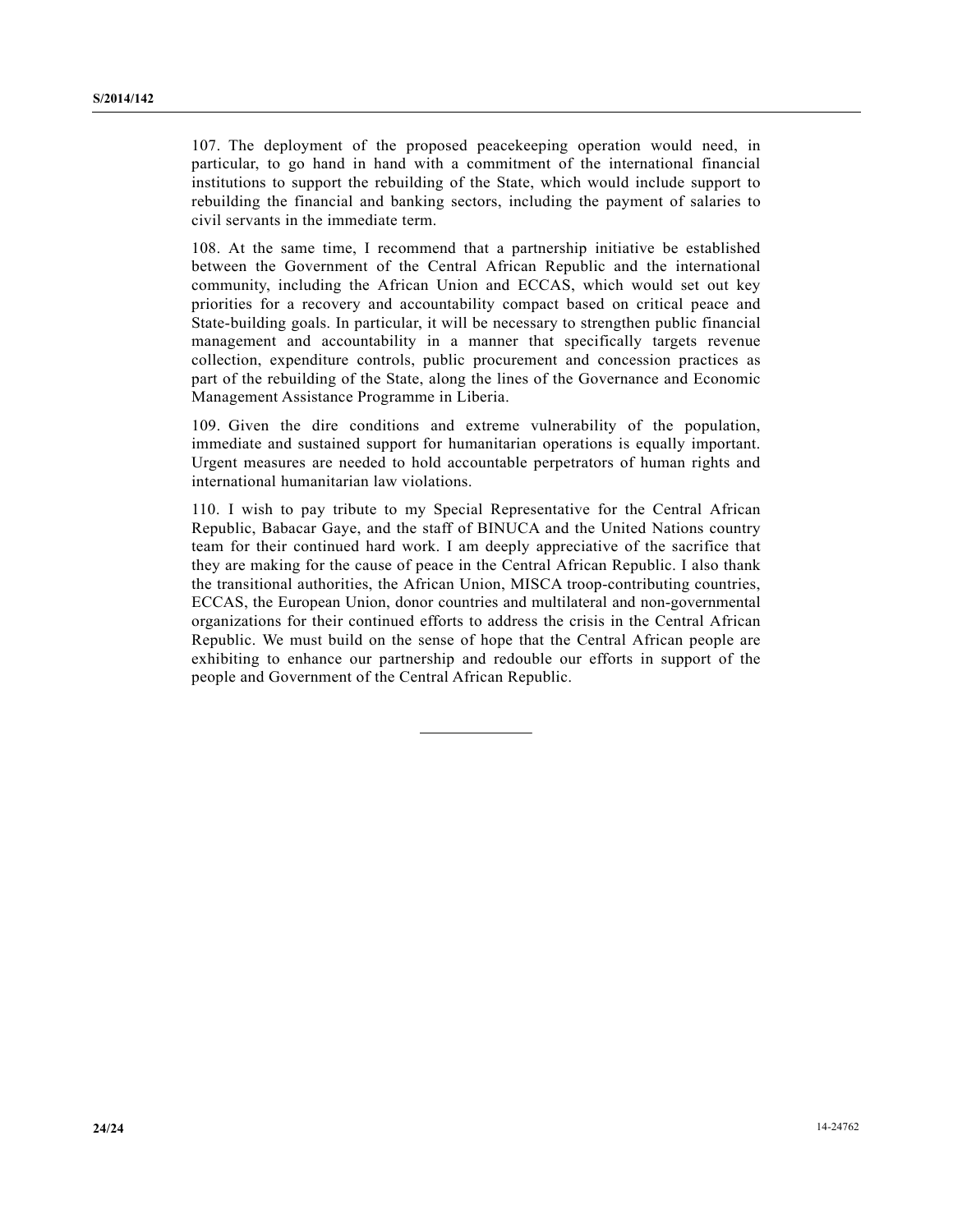107. The deployment of the proposed peacekeeping operation would need, in particular, to go hand in hand with a commitment of the international financial institutions to support the rebuilding of the State, which would include support to rebuilding the financial and banking sectors, including the payment of salaries to civil servants in the immediate term.

108. At the same time, I recommend that a partnership initiative be established between the Government of the Central African Republic and the international community, including the African Union and ECCAS, which would set out key priorities for a recovery and accountability compact based on critical peace and State-building goals. In particular, it will be necessary to strengthen public financial management and accountability in a manner that specifically targets revenue collection, expenditure controls, public procurement and concession practices as part of the rebuilding of the State, along the lines of the Governance and Economic Management Assistance Programme in Liberia.

109. Given the dire conditions and extreme vulnerability of the population, immediate and sustained support for humanitarian operations is equally important. Urgent measures are needed to hold accountable perpetrators of human rights and international humanitarian law violations.

110. I wish to pay tribute to my Special Representative for the Central African Republic, Babacar Gaye, and the staff of BINUCA and the United Nations country team for their continued hard work. I am deeply appreciative of the sacrifice that they are making for the cause of peace in the Central African Republic. I also thank the transitional authorities, the African Union, MISCA troop-contributing countries, ECCAS, the European Union, donor countries and multilateral and non-governmental organizations for their continued efforts to address the crisis in the Central African Republic. We must build on the sense of hope that the Central African people are exhibiting to enhance our partnership and redouble our efforts in support of the people and Government of the Central African Republic.